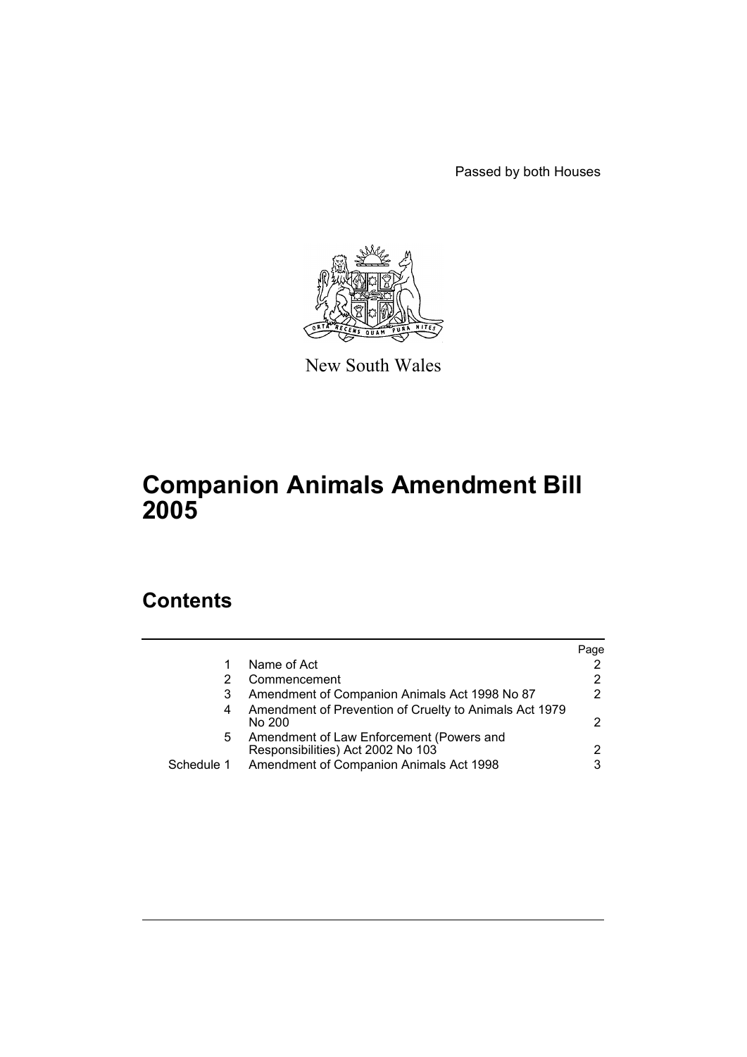Passed by both Houses

New South Wales

# Companion Animals Amendment Bill 2005

## Contents

| | | Page |
|---|---|---|
| 1 | Name of Act | 2 |
| 2 | Commencement | 2 |
| 3 | Amendment of Companion Animals Act 1998 No 87 | 2 |
| 4 | Amendment of Prevention of Cruelty to Animals Act 1979 No 200 | 2 |
| 5 | Amendment of Law Enforcement (Powers and Responsibilities) Act 2002 No 103 | 2 |
| Schedule 1 | Amendment of Companion Animals Act 1998 | 3 |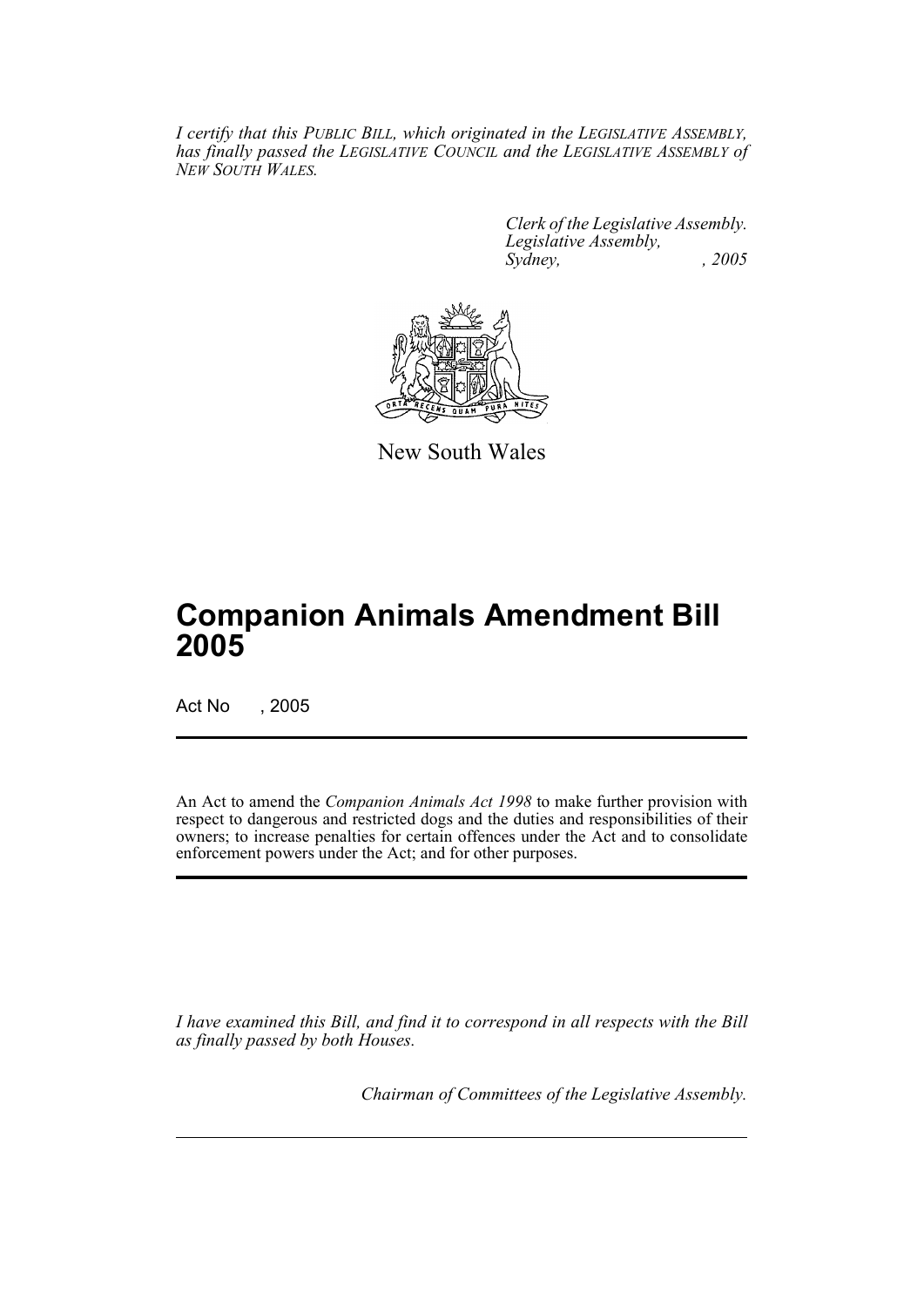*I certify that this PUBLIC BILL, which originated in the LEGISLATIVE ASSEMBLY, has finally passed the LEGISLATIVE COUNCIL and the LEGISLATIVE ASSEMBLY of NEW SOUTH WALES.*

*Clerk of the Legislative Assembly.*
*Legislative Assembly,*
*Sydney, , 2005*

New South Wales

# Companion Animals Amendment Bill 2005

Act No , 2005

An Act to amend the *Companion Animals Act 1998* to make further provision with respect to dangerous and restricted dogs and the duties and responsibilities of their owners; to increase penalties for certain offences under the Act and to consolidate enforcement powers under the Act; and for other purposes.

*I have examined this Bill, and find it to correspond in all respects with the Bill as finally passed by both Houses.*

*Chairman of Committees of the Legislative Assembly.*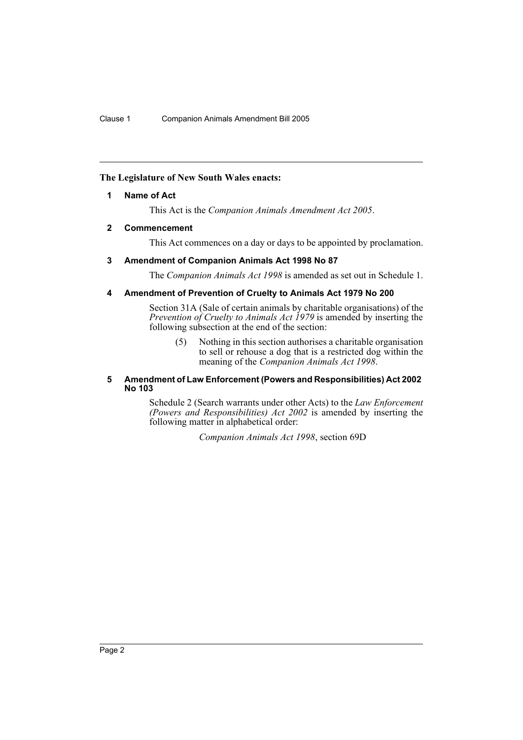**The Legislature of New South Wales enacts:**

## 1 Name of Act

This Act is the *Companion Animals Amendment Act 2005*.

## 2 Commencement

This Act commences on a day or days to be appointed by proclamation.

## 3 Amendment of Companion Animals Act 1998 No 87

The *Companion Animals Act 1998* is amended as set out in Schedule 1.

## 4 Amendment of Prevention of Cruelty to Animals Act 1979 No 200

Section 31A (Sale of certain animals by charitable organisations) of the *Prevention of Cruelty to Animals Act 1979* is amended by inserting the following subsection at the end of the section:

> (5) Nothing in this section authorises a charitable organisation to sell or rehouse a dog that is a restricted dog within the meaning of the *Companion Animals Act 1998*.

## 5 Amendment of Law Enforcement (Powers and Responsibilities) Act 2002 No 103

Schedule 2 (Search warrants under other Acts) to the *Law Enforcement (Powers and Responsibilities) Act 2002* is amended by inserting the following matter in alphabetical order:

> *Companion Animals Act 1998*, section 69D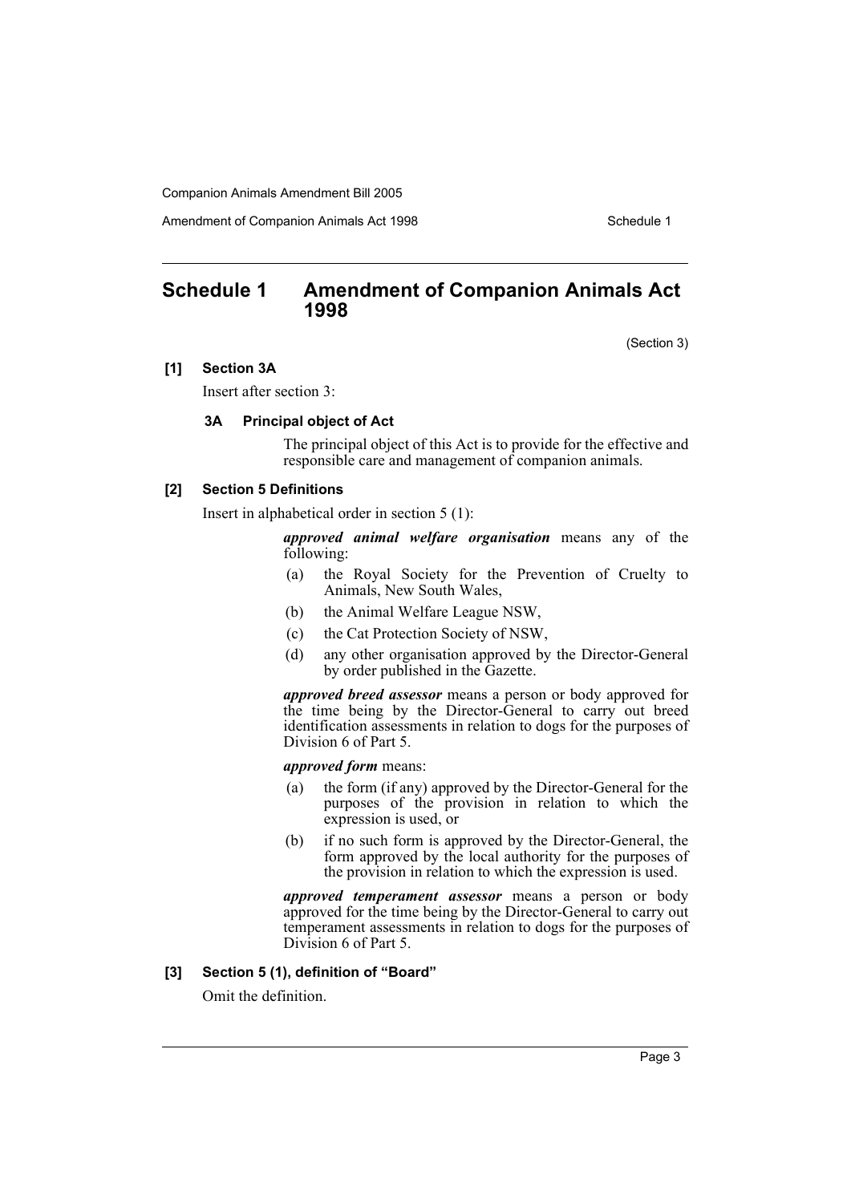## Schedule 1 Amendment of Companion Animals Act 1998

(Section 3)

**[1] Section 3A**

Insert after section 3:

**3A Principal object of Act**

The principal object of this Act is to provide for the effective and responsible care and management of companion animals.

**[2] Section 5 Definitions**

Insert in alphabetical order in section 5 (1):

***approved animal welfare organisation*** means any of the following:

- (a) the Royal Society for the Prevention of Cruelty to Animals, New South Wales,
- (b) the Animal Welfare League NSW,
- (c) the Cat Protection Society of NSW,
- (d) any other organisation approved by the Director-General by order published in the Gazette.

***approved breed assessor*** means a person or body approved for the time being by the Director-General to carry out breed identification assessments in relation to dogs for the purposes of Division 6 of Part 5.

***approved form*** means:

- (a) the form (if any) approved by the Director-General for the purposes of the provision in relation to which the expression is used, or
- (b) if no such form is approved by the Director-General, the form approved by the local authority for the purposes of the provision in relation to which the expression is used.

***approved temperament assessor*** means a person or body approved for the time being by the Director-General to carry out temperament assessments in relation to dogs for the purposes of Division 6 of Part 5.

**[3] Section 5 (1), definition of "Board"**

Omit the definition.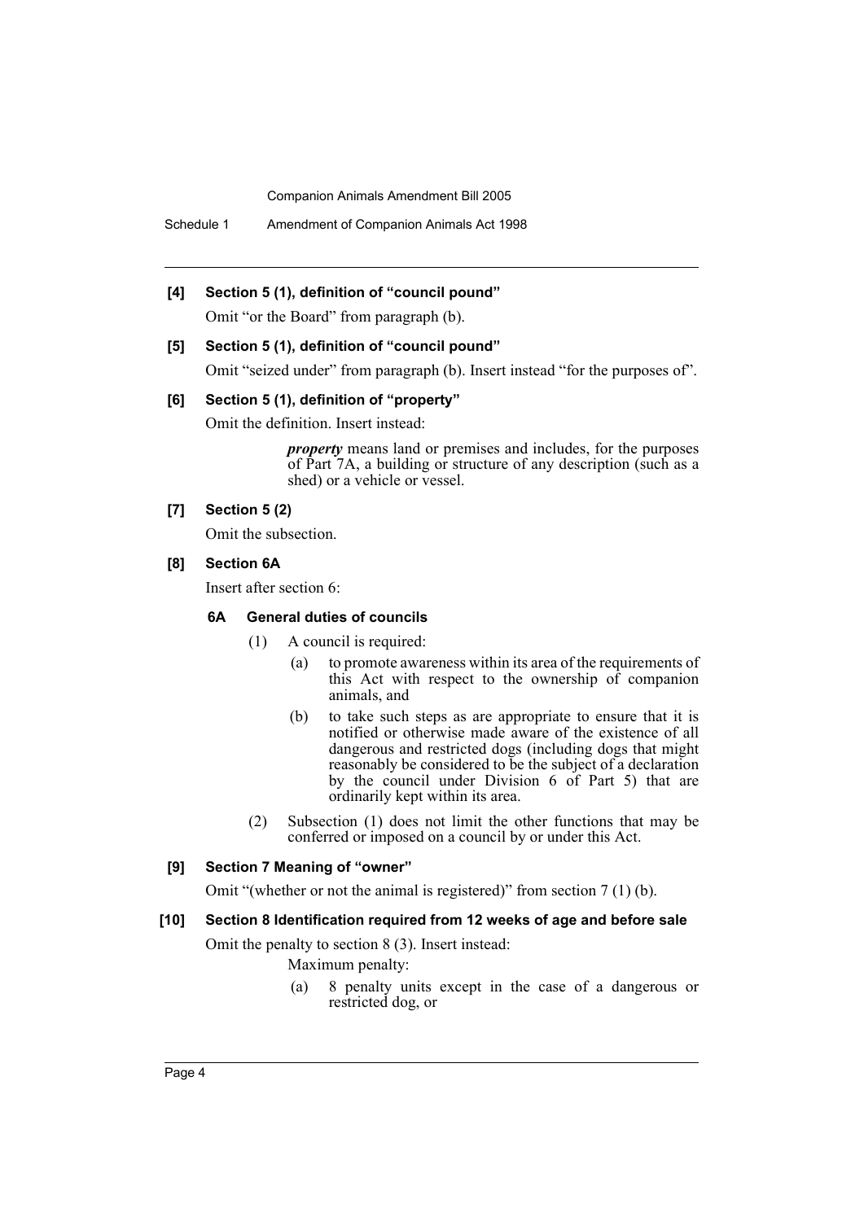**[4] Section 5 (1), definition of "council pound"**

Omit "or the Board" from paragraph (b).

**[5] Section 5 (1), definition of "council pound"**

Omit "seized under" from paragraph (b). Insert instead "for the purposes of".

**[6] Section 5 (1), definition of "property"**

Omit the definition. Insert instead:

> ***property*** means land or premises and includes, for the purposes of Part 7A, a building or structure of any description (such as a shed) or a vehicle or vessel.

**[7] Section 5 (2)**

Omit the subsection.

**[8] Section 6A**

Insert after section 6:

**6A General duties of councils**

(1) A council is required:

- (a) to promote awareness within its area of the requirements of this Act with respect to the ownership of companion animals, and
- (b) to take such steps as are appropriate to ensure that it is notified or otherwise made aware of the existence of all dangerous and restricted dogs (including dogs that might reasonably be considered to be the subject of a declaration by the council under Division 6 of Part 5) that are ordinarily kept within its area.

(2) Subsection (1) does not limit the other functions that may be conferred or imposed on a council by or under this Act.

**[9] Section 7 Meaning of "owner"**

Omit "(whether or not the animal is registered)" from section 7 (1) (b).

**[10] Section 8 Identification required from 12 weeks of age and before sale**

Omit the penalty to section 8 (3). Insert instead:

Maximum penalty:

- (a) 8 penalty units except in the case of a dangerous or restricted dog, or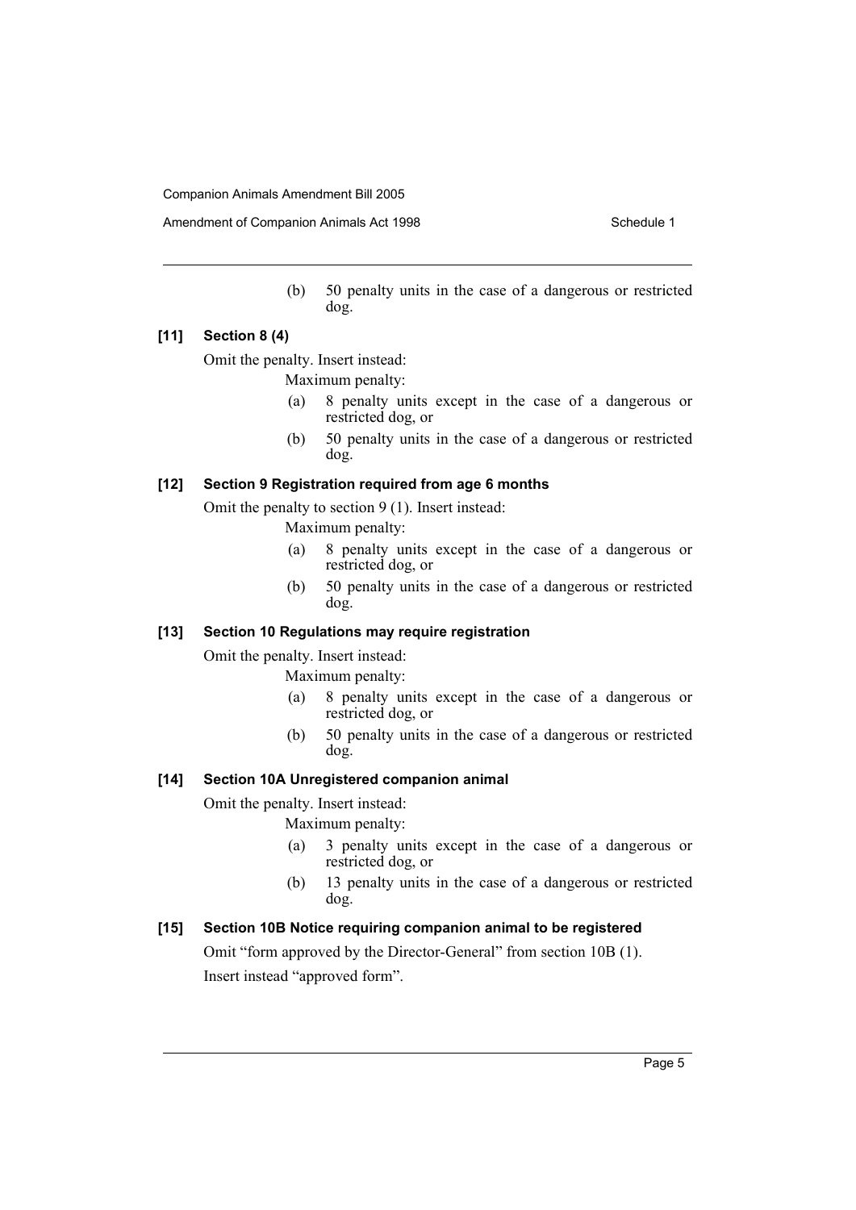(b) 50 penalty units in the case of a dangerous or restricted dog.

**[11] Section 8 (4)**

Omit the penalty. Insert instead:

Maximum penalty:

(a) 8 penalty units except in the case of a dangerous or restricted dog, or

(b) 50 penalty units in the case of a dangerous or restricted dog.

**[12] Section 9 Registration required from age 6 months**

Omit the penalty to section 9 (1). Insert instead:

Maximum penalty:

(a) 8 penalty units except in the case of a dangerous or restricted dog, or

(b) 50 penalty units in the case of a dangerous or restricted dog.

**[13] Section 10 Regulations may require registration**

Omit the penalty. Insert instead:

Maximum penalty:

(a) 8 penalty units except in the case of a dangerous or restricted dog, or

(b) 50 penalty units in the case of a dangerous or restricted dog.

**[14] Section 10A Unregistered companion animal**

Omit the penalty. Insert instead:

Maximum penalty:

(a) 3 penalty units except in the case of a dangerous or restricted dog, or

(b) 13 penalty units in the case of a dangerous or restricted dog.

**[15] Section 10B Notice requiring companion animal to be registered**

Omit "form approved by the Director-General" from section 10B (1).

Insert instead "approved form".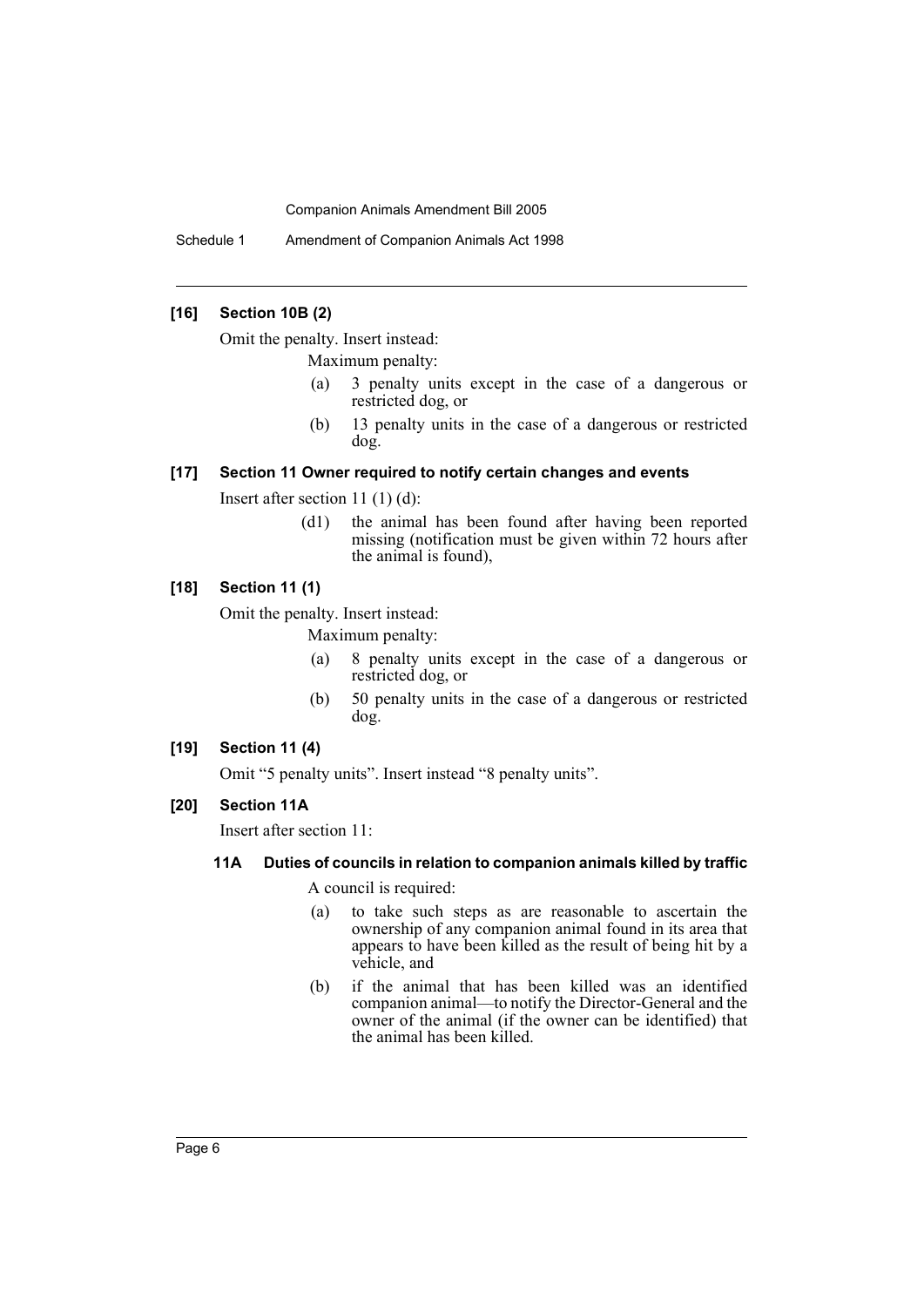**[16] Section 10B (2)**

Omit the penalty. Insert instead:

Maximum penalty:

(a) 3 penalty units except in the case of a dangerous or restricted dog, or

(b) 13 penalty units in the case of a dangerous or restricted dog.

**[17] Section 11 Owner required to notify certain changes and events**

Insert after section 11 (1) (d):

(d1) the animal has been found after having been reported missing (notification must be given within 72 hours after the animal is found),

**[18] Section 11 (1)**

Omit the penalty. Insert instead:

Maximum penalty:

(a) 8 penalty units except in the case of a dangerous or restricted dog, or

(b) 50 penalty units in the case of a dangerous or restricted dog.

**[19] Section 11 (4)**

Omit "5 penalty units". Insert instead "8 penalty units".

**[20] Section 11A**

Insert after section 11:

**11A Duties of councils in relation to companion animals killed by traffic**

A council is required:

(a) to take such steps as are reasonable to ascertain the ownership of any companion animal found in its area that appears to have been killed as the result of being hit by a vehicle, and

(b) if the animal that has been killed was an identified companion animal—to notify the Director-General and the owner of the animal (if the owner can be identified) that the animal has been killed.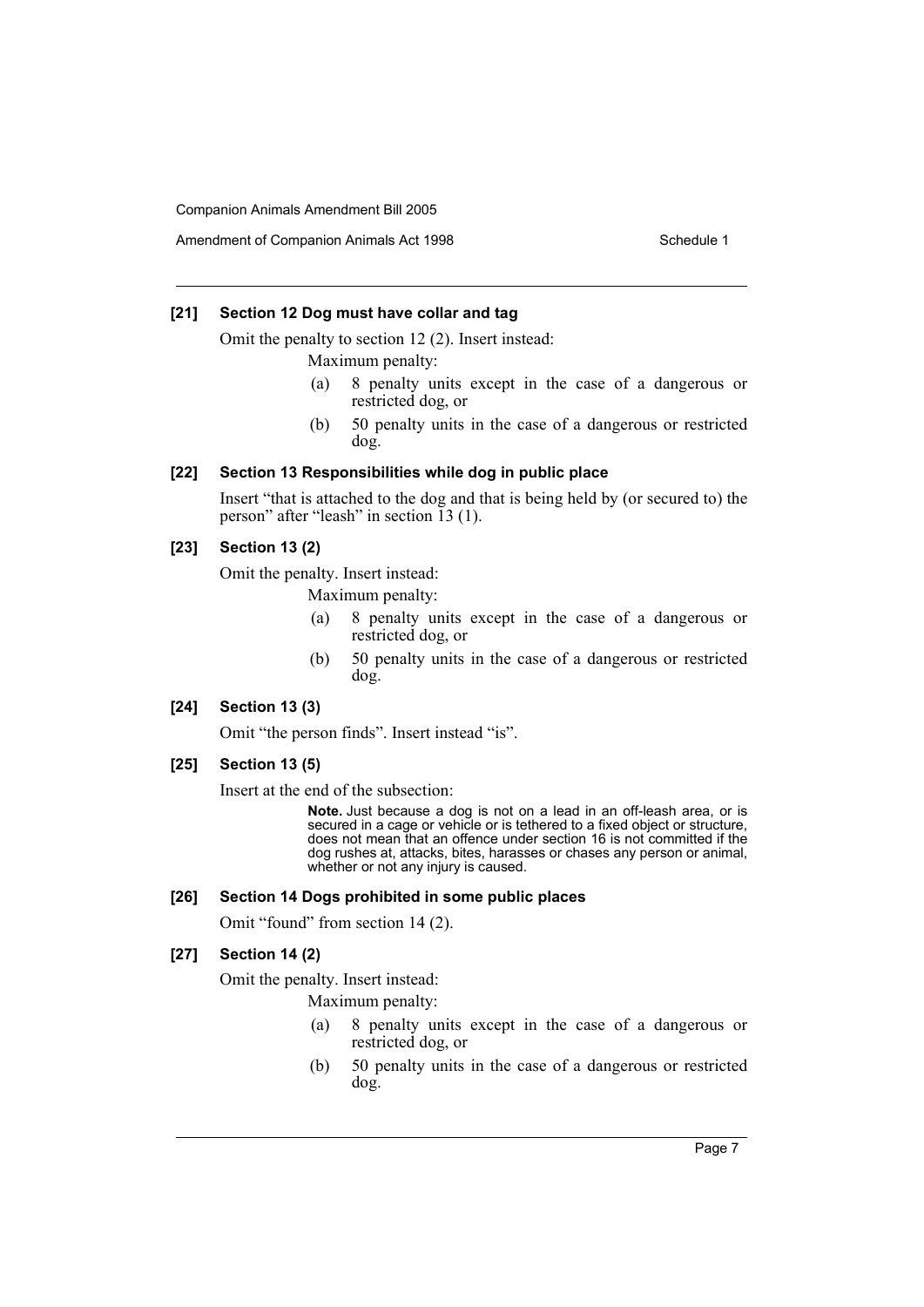### [21] Section 12 Dog must have collar and tag

Omit the penalty to section 12 (2). Insert instead:

Maximum penalty:

(a) 8 penalty units except in the case of a dangerous or restricted dog, or

(b) 50 penalty units in the case of a dangerous or restricted dog.

### [22] Section 13 Responsibilities while dog in public place

Insert "that is attached to the dog and that is being held by (or secured to) the person" after "leash" in section 13 (1).

### [23] Section 13 (2)

Omit the penalty. Insert instead:

Maximum penalty:

(a) 8 penalty units except in the case of a dangerous or restricted dog, or

(b) 50 penalty units in the case of a dangerous or restricted dog.

### [24] Section 13 (3)

Omit "the person finds". Insert instead "is".

### [25] Section 13 (5)

Insert at the end of the subsection:

**Note.** Just because a dog is not on a lead in an off-leash area, or is secured in a cage or vehicle or is tethered to a fixed object or structure, does not mean that an offence under section 16 is not committed if the dog rushes at, attacks, bites, harasses or chases any person or animal, whether or not any injury is caused.

### [26] Section 14 Dogs prohibited in some public places

Omit "found" from section 14 (2).

### [27] Section 14 (2)

Omit the penalty. Insert instead:

Maximum penalty:

(a) 8 penalty units except in the case of a dangerous or restricted dog, or

(b) 50 penalty units in the case of a dangerous or restricted dog.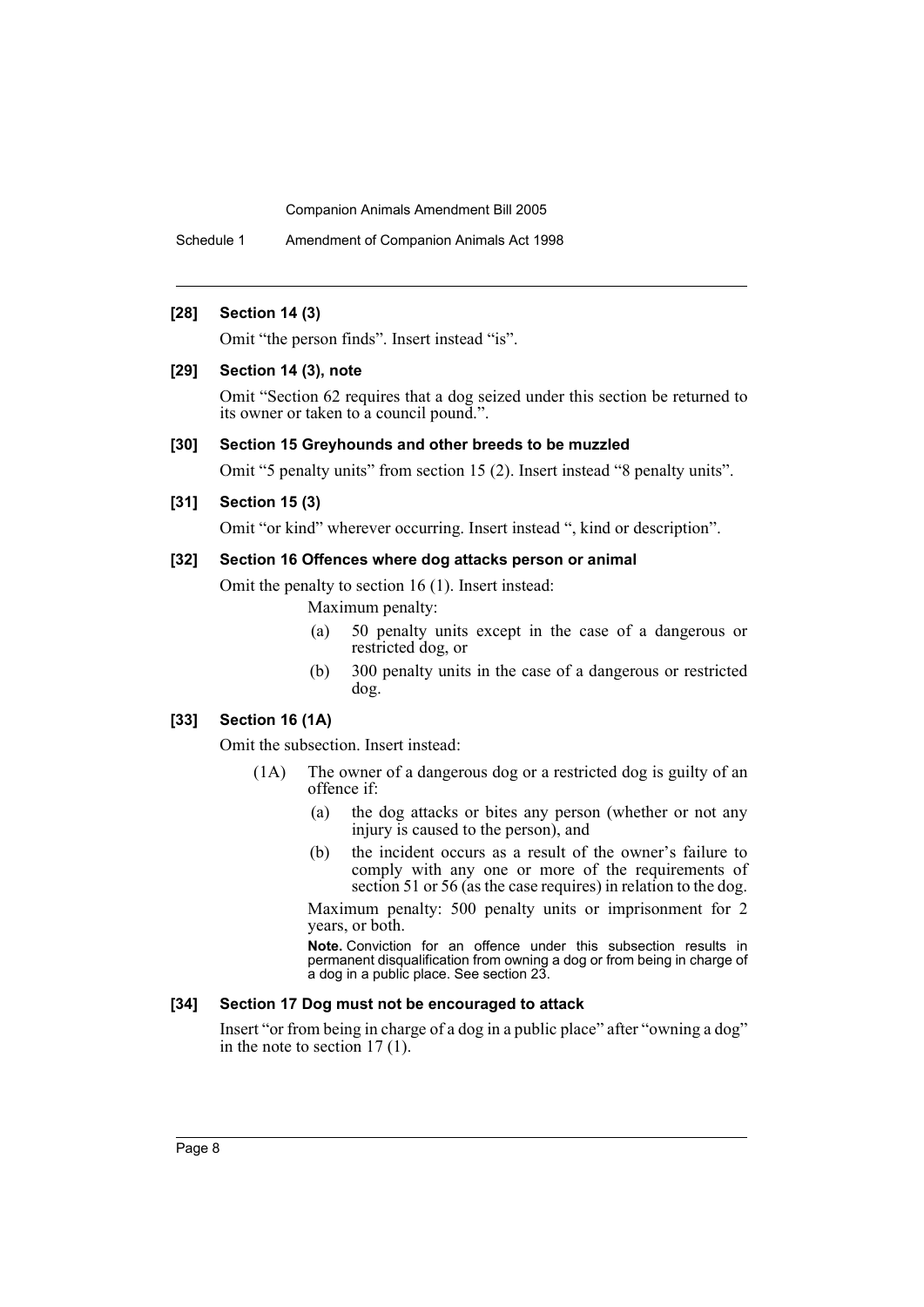**[28] Section 14 (3)**

Omit "the person finds". Insert instead "is".

**[29] Section 14 (3), note**

Omit "Section 62 requires that a dog seized under this section be returned to its owner or taken to a council pound.".

**[30] Section 15 Greyhounds and other breeds to be muzzled**

Omit "5 penalty units" from section 15 (2). Insert instead "8 penalty units".

**[31] Section 15 (3)**

Omit "or kind" wherever occurring. Insert instead ", kind or description".

**[32] Section 16 Offences where dog attacks person or animal**

Omit the penalty to section 16 (1). Insert instead:

Maximum penalty:

(a) 50 penalty units except in the case of a dangerous or restricted dog, or

(b) 300 penalty units in the case of a dangerous or restricted dog.

**[33] Section 16 (1A)**

Omit the subsection. Insert instead:

(1A) The owner of a dangerous dog or a restricted dog is guilty of an offence if:

(a) the dog attacks or bites any person (whether or not any injury is caused to the person), and

(b) the incident occurs as a result of the owner's failure to comply with any one or more of the requirements of section 51 or 56 (as the case requires) in relation to the dog.

Maximum penalty: 500 penalty units or imprisonment for 2 years, or both.

**Note.** Conviction for an offence under this subsection results in permanent disqualification from owning a dog or from being in charge of a dog in a public place. See section 23.

**[34] Section 17 Dog must not be encouraged to attack**

Insert "or from being in charge of a dog in a public place" after "owning a dog" in the note to section 17 (1).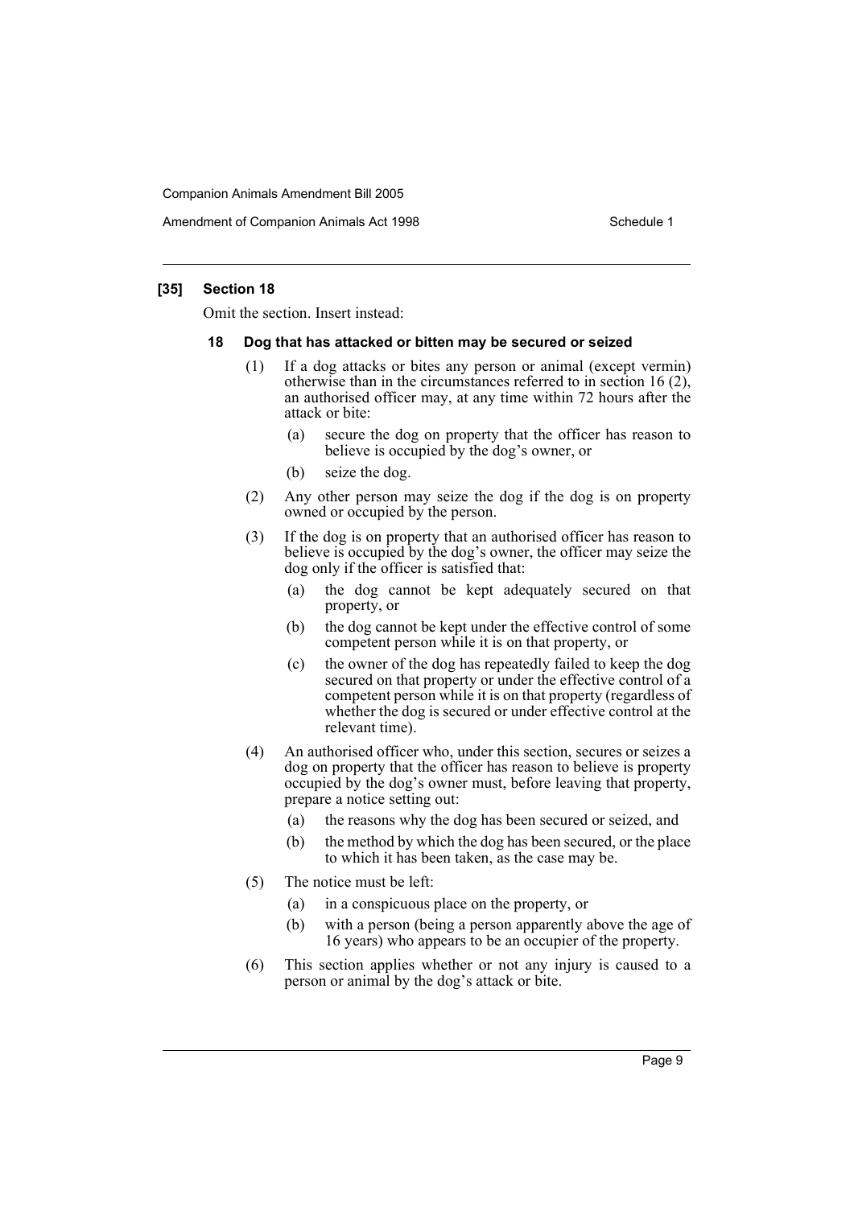### [35] Section 18

Omit the section. Insert instead:

#### 18 Dog that has attacked or bitten may be secured or seized

(1) If a dog attacks or bites any person or animal (except vermin) otherwise than in the circumstances referred to in section 16 (2), an authorised officer may, at any time within 72 hours after the attack or bite:

- (a) secure the dog on property that the officer has reason to believe is occupied by the dog's owner, or
- (b) seize the dog.

(2) Any other person may seize the dog if the dog is on property owned or occupied by the person.

(3) If the dog is on property that an authorised officer has reason to believe is occupied by the dog's owner, the officer may seize the dog only if the officer is satisfied that:

- (a) the dog cannot be kept adequately secured on that property, or
- (b) the dog cannot be kept under the effective control of some competent person while it is on that property, or
- (c) the owner of the dog has repeatedly failed to keep the dog secured on that property or under the effective control of a competent person while it is on that property (regardless of whether the dog is secured or under effective control at the relevant time).

(4) An authorised officer who, under this section, secures or seizes a dog on property that the officer has reason to believe is property occupied by the dog's owner must, before leaving that property, prepare a notice setting out:

- (a) the reasons why the dog has been secured or seized, and
- (b) the method by which the dog has been secured, or the place to which it has been taken, as the case may be.

(5) The notice must be left:

- (a) in a conspicuous place on the property, or
- (b) with a person (being a person apparently above the age of 16 years) who appears to be an occupier of the property.

(6) This section applies whether or not any injury is caused to a person or animal by the dog's attack or bite.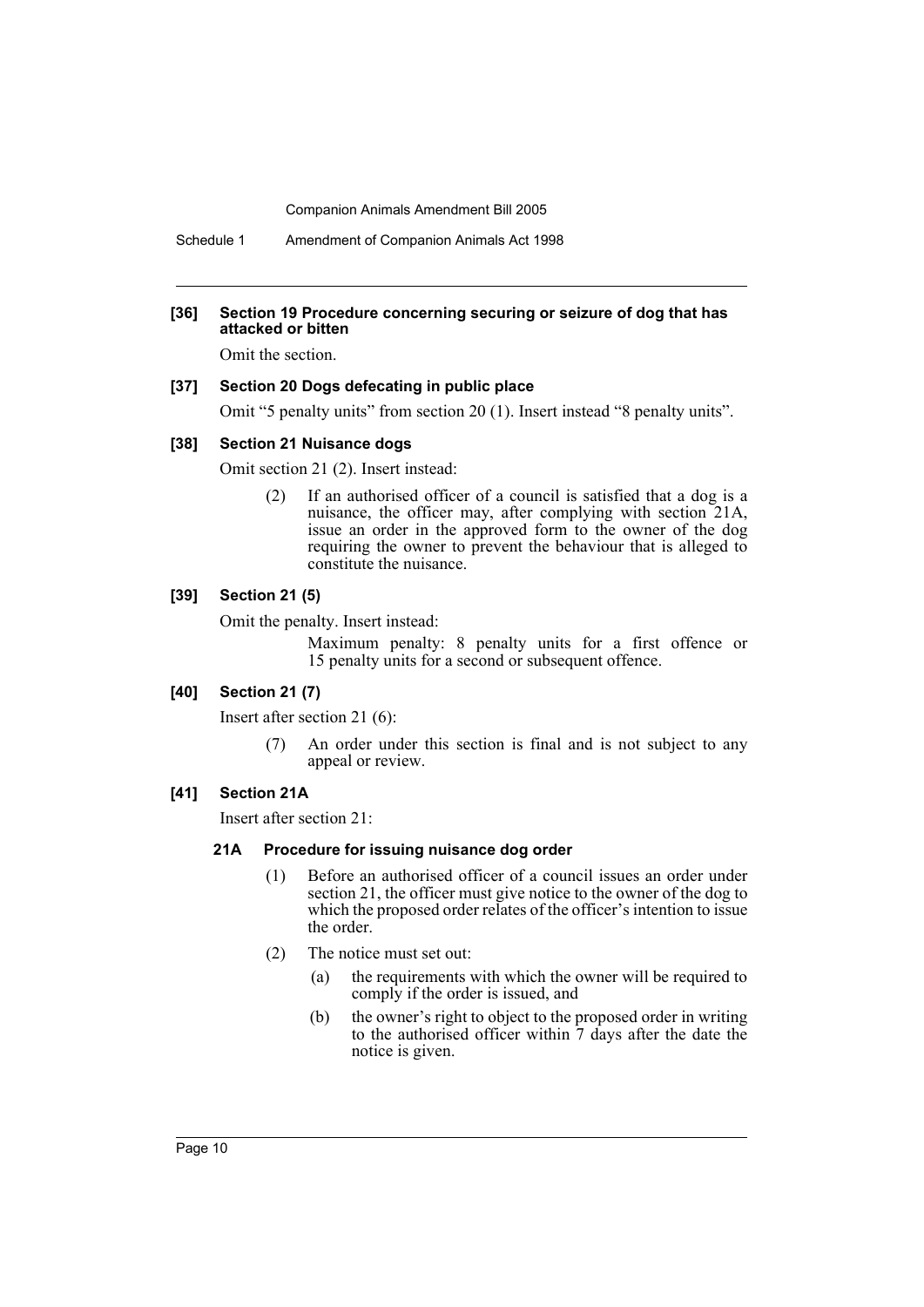#### [36] Section 19 Procedure concerning securing or seizure of dog that has attacked or bitten

Omit the section.

#### [37] Section 20 Dogs defecating in public place

Omit "5 penalty units" from section 20 (1). Insert instead "8 penalty units".

#### [38] Section 21 Nuisance dogs

Omit section 21 (2). Insert instead:

> (2) If an authorised officer of a council is satisfied that a dog is a nuisance, the officer may, after complying with section 21A, issue an order in the approved form to the owner of the dog requiring the owner to prevent the behaviour that is alleged to constitute the nuisance.

#### [39] Section 21 (5)

Omit the penalty. Insert instead:

> Maximum penalty: 8 penalty units for a first offence or 15 penalty units for a second or subsequent offence.

#### [40] Section 21 (7)

Insert after section 21 (6):

> (7) An order under this section is final and is not subject to any appeal or review.

#### [41] Section 21A

Insert after section 21:

**21A Procedure for issuing nuisance dog order**

> (1) Before an authorised officer of a council issues an order under section 21, the officer must give notice to the owner of the dog to which the proposed order relates of the officer's intention to issue the order.
>
> (2) The notice must set out:
>
> (a) the requirements with which the owner will be required to comply if the order is issued, and
>
> (b) the owner's right to object to the proposed order in writing to the authorised officer within 7 days after the date the notice is given.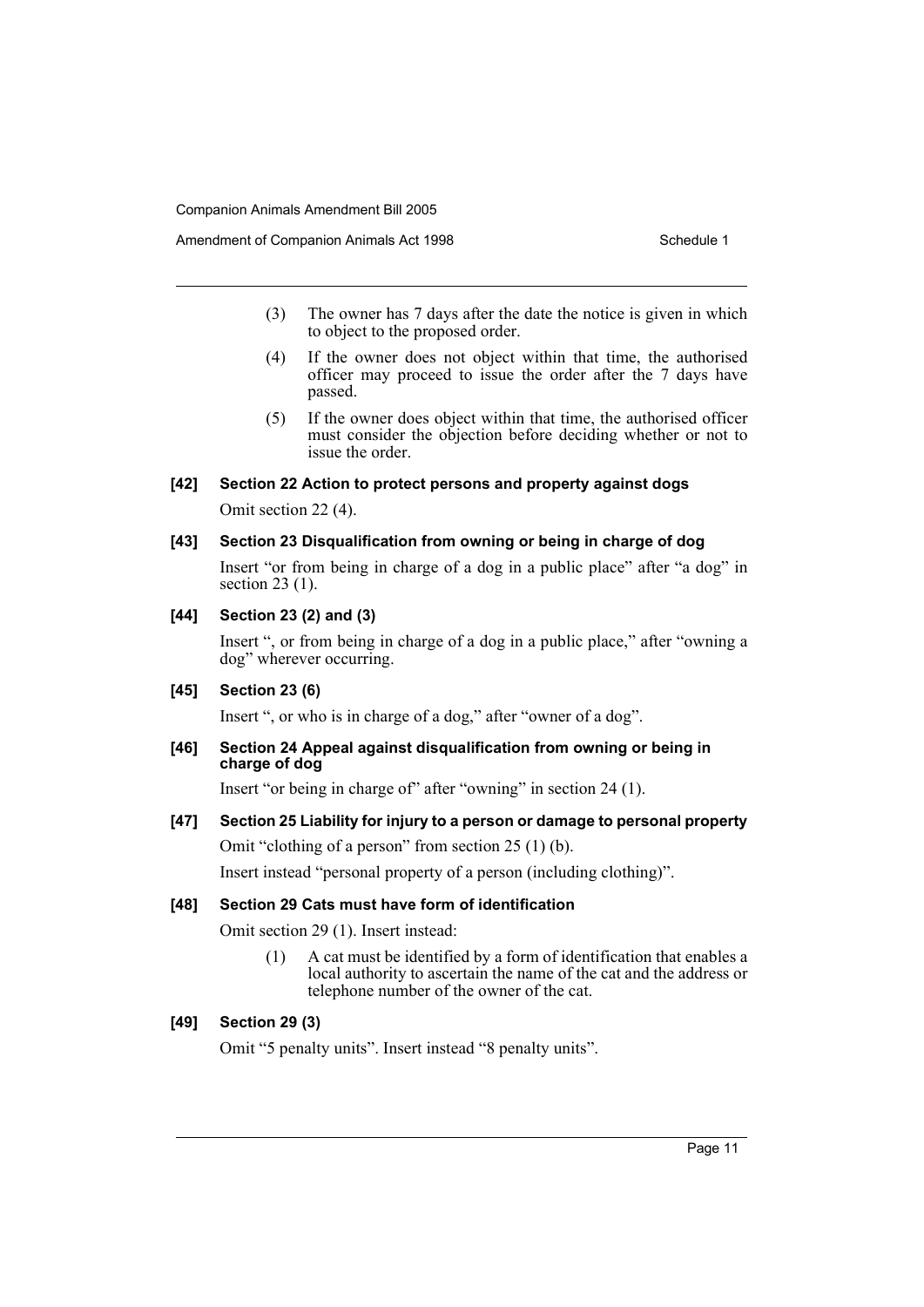(3) The owner has 7 days after the date the notice is given in which to object to the proposed order.

(4) If the owner does not object within that time, the authorised officer may proceed to issue the order after the 7 days have passed.

(5) If the owner does object within that time, the authorised officer must consider the objection before deciding whether or not to issue the order.

**[42] Section 22 Action to protect persons and property against dogs**

Omit section 22 (4).

**[43] Section 23 Disqualification from owning or being in charge of dog**

Insert "or from being in charge of a dog in a public place" after "a dog" in section 23 (1).

**[44] Section 23 (2) and (3)**

Insert ", or from being in charge of a dog in a public place," after "owning a dog" wherever occurring.

**[45] Section 23 (6)**

Insert ", or who is in charge of a dog," after "owner of a dog".

**[46] Section 24 Appeal against disqualification from owning or being in charge of dog**

Insert "or being in charge of" after "owning" in section 24 (1).

**[47] Section 25 Liability for injury to a person or damage to personal property**

Omit "clothing of a person" from section 25 (1) (b).

Insert instead "personal property of a person (including clothing)".

**[48] Section 29 Cats must have form of identification**

Omit section 29 (1). Insert instead:

(1) A cat must be identified by a form of identification that enables a local authority to ascertain the name of the cat and the address or telephone number of the owner of the cat.

**[49] Section 29 (3)**

Omit "5 penalty units". Insert instead "8 penalty units".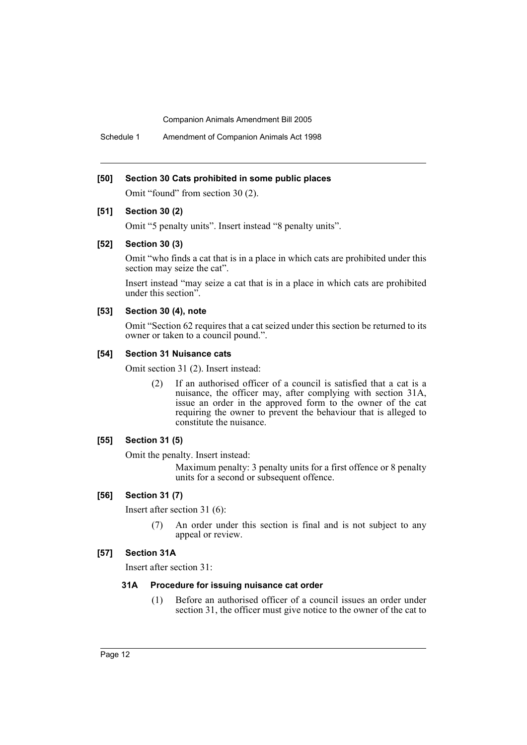**[50] Section 30 Cats prohibited in some public places**

Omit "found" from section 30 (2).

**[51] Section 30 (2)**

Omit "5 penalty units". Insert instead "8 penalty units".

**[52] Section 30 (3)**

Omit "who finds a cat that is in a place in which cats are prohibited under this section may seize the cat".

Insert instead "may seize a cat that is in a place in which cats are prohibited under this section".

**[53] Section 30 (4), note**

Omit "Section 62 requires that a cat seized under this section be returned to its owner or taken to a council pound.".

**[54] Section 31 Nuisance cats**

Omit section 31 (2). Insert instead:

> (2) If an authorised officer of a council is satisfied that a cat is a nuisance, the officer may, after complying with section 31A, issue an order in the approved form to the owner of the cat requiring the owner to prevent the behaviour that is alleged to constitute the nuisance.

**[55] Section 31 (5)**

Omit the penalty. Insert instead:

> Maximum penalty: 3 penalty units for a first offence or 8 penalty units for a second or subsequent offence.

**[56] Section 31 (7)**

Insert after section 31 (6):

> (7) An order under this section is final and is not subject to any appeal or review.

**[57] Section 31A**

Insert after section 31:

**31A Procedure for issuing nuisance cat order**

> (1) Before an authorised officer of a council issues an order under section 31, the officer must give notice to the owner of the cat to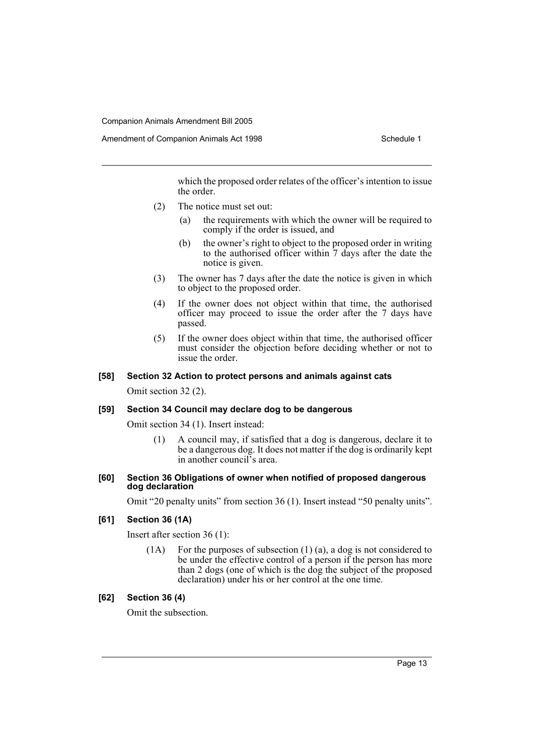which the proposed order relates of the officer's intention to issue the order.

(2) The notice must set out:

(a) the requirements with which the owner will be required to comply if the order is issued, and

(b) the owner's right to object to the proposed order in writing to the authorised officer within 7 days after the date the notice is given.

(3) The owner has 7 days after the date the notice is given in which to object to the proposed order.

(4) If the owner does not object within that time, the authorised officer may proceed to issue the order after the 7 days have passed.

(5) If the owner does object within that time, the authorised officer must consider the objection before deciding whether or not to issue the order.

**[58] Section 32 Action to protect persons and animals against cats**

Omit section 32 (2).

**[59] Section 34 Council may declare dog to be dangerous**

Omit section 34 (1). Insert instead:

(1) A council may, if satisfied that a dog is dangerous, declare it to be a dangerous dog. It does not matter if the dog is ordinarily kept in another council's area.

**[60] Section 36 Obligations of owner when notified of proposed dangerous dog declaration**

Omit "20 penalty units" from section 36 (1). Insert instead "50 penalty units".

**[61] Section 36 (1A)**

Insert after section 36 (1):

(1A) For the purposes of subsection (1) (a), a dog is not considered to be under the effective control of a person if the person has more than 2 dogs (one of which is the dog the subject of the proposed declaration) under his or her control at the one time.

**[62] Section 36 (4)**

Omit the subsection.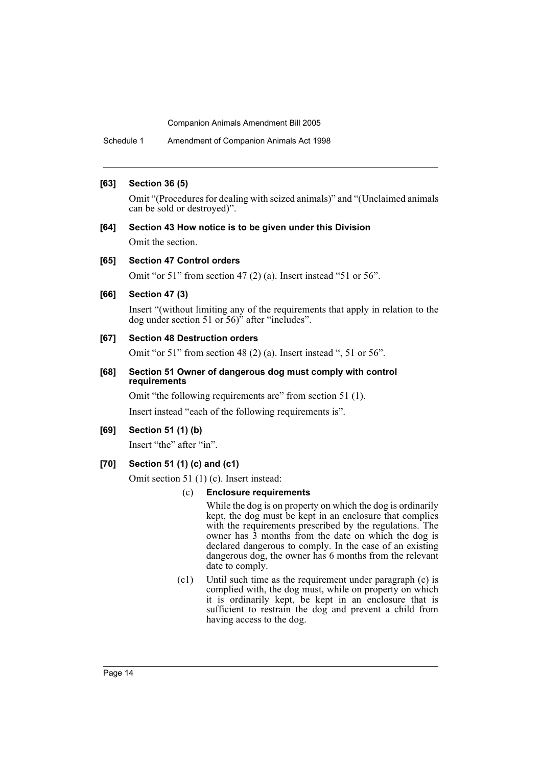**[63] Section 36 (5)**

Omit "(Procedures for dealing with seized animals)" and "(Unclaimed animals can be sold or destroyed)".

**[64] Section 43 How notice is to be given under this Division**

Omit the section.

**[65] Section 47 Control orders**

Omit "or 51" from section 47 (2) (a). Insert instead "51 or 56".

**[66] Section 47 (3)**

Insert "(without limiting any of the requirements that apply in relation to the dog under section 51 or 56)" after "includes".

**[67] Section 48 Destruction orders**

Omit "or 51" from section 48 (2) (a). Insert instead ", 51 or 56".

**[68] Section 51 Owner of dangerous dog must comply with control requirements**

Omit "the following requirements are" from section 51 (1).

Insert instead "each of the following requirements is".

**[69] Section 51 (1) (b)**

Insert "the" after "in".

**[70] Section 51 (1) (c) and (c1)**

Omit section 51 (1) (c). Insert instead:

(c) **Enclosure requirements**

While the dog is on property on which the dog is ordinarily kept, the dog must be kept in an enclosure that complies with the requirements prescribed by the regulations. The owner has 3 months from the date on which the dog is declared dangerous to comply. In the case of an existing dangerous dog, the owner has 6 months from the relevant date to comply.

(c1) Until such time as the requirement under paragraph (c) is complied with, the dog must, while on property on which it is ordinarily kept, be kept in an enclosure that is sufficient to restrain the dog and prevent a child from having access to the dog.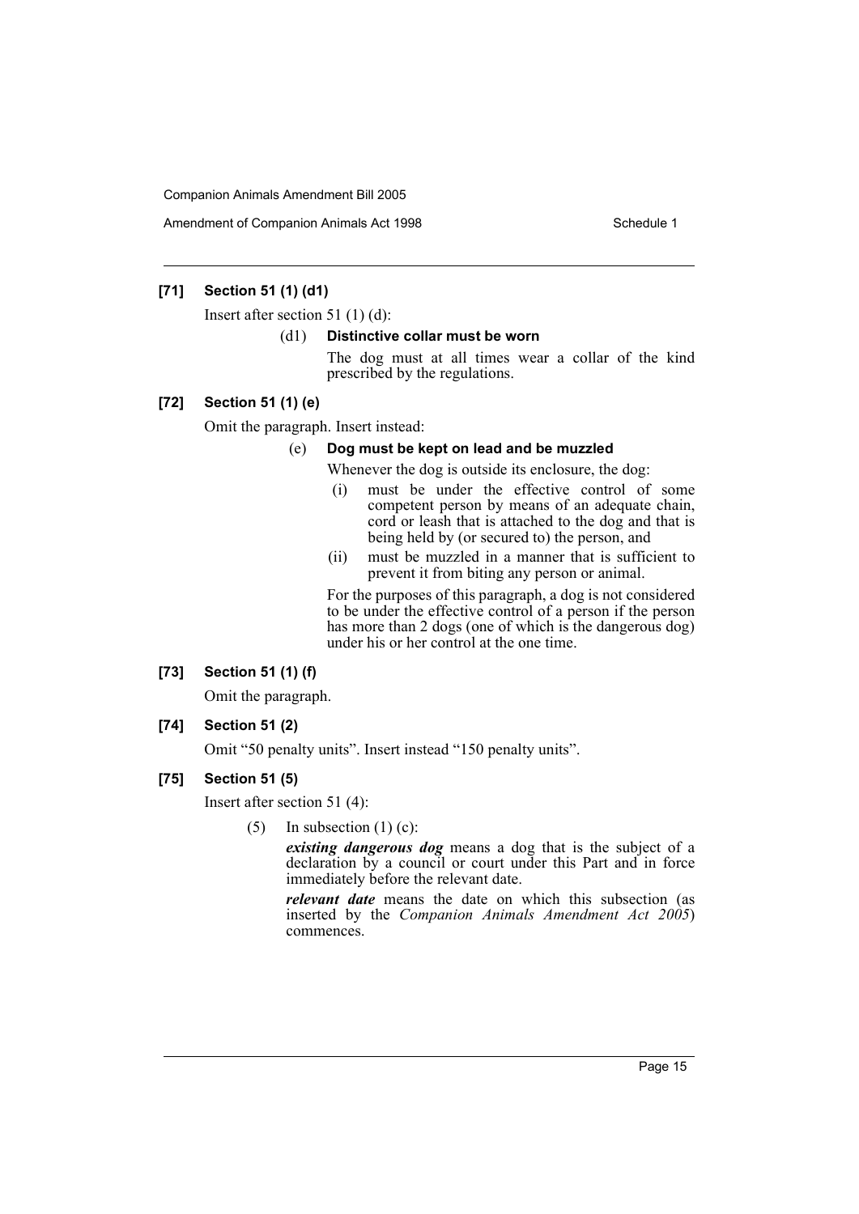**[71] Section 51 (1) (d1)**

Insert after section 51 (1) (d):

(d1) **Distinctive collar must be worn**

The dog must at all times wear a collar of the kind prescribed by the regulations.

**[72] Section 51 (1) (e)**

Omit the paragraph. Insert instead:

(e) **Dog must be kept on lead and be muzzled**

Whenever the dog is outside its enclosure, the dog:

(i) must be under the effective control of some competent person by means of an adequate chain, cord or leash that is attached to the dog and that is being held by (or secured to) the person, and

(ii) must be muzzled in a manner that is sufficient to prevent it from biting any person or animal.

For the purposes of this paragraph, a dog is not considered to be under the effective control of a person if the person has more than 2 dogs (one of which is the dangerous dog) under his or her control at the one time.

**[73] Section 51 (1) (f)**

Omit the paragraph.

**[74] Section 51 (2)**

Omit "50 penalty units". Insert instead "150 penalty units".

**[75] Section 51 (5)**

Insert after section 51 (4):

(5) In subsection (1) (c):

***existing dangerous dog*** means a dog that is the subject of a declaration by a council or court under this Part and in force immediately before the relevant date.

***relevant date*** means the date on which this subsection (as inserted by the *Companion Animals Amendment Act 2005*) commences.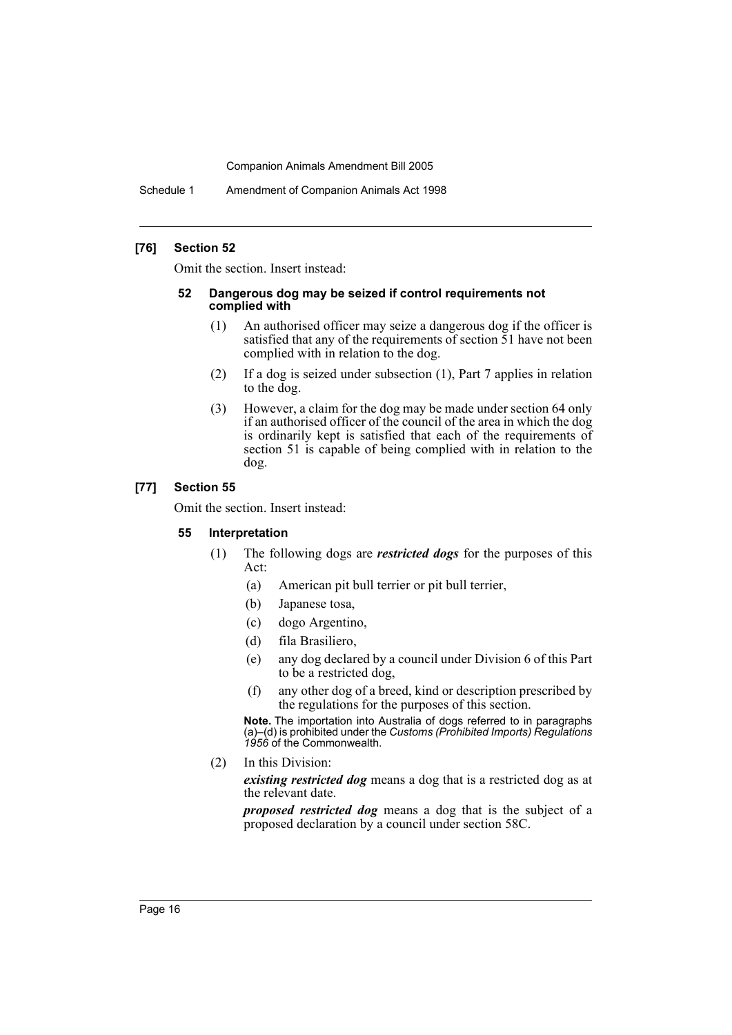### [76] Section 52

Omit the section. Insert instead:

#### 52 Dangerous dog may be seized if control requirements not complied with

(1) An authorised officer may seize a dangerous dog if the officer is satisfied that any of the requirements of section 51 have not been complied with in relation to the dog.

(2) If a dog is seized under subsection (1), Part 7 applies in relation to the dog.

(3) However, a claim for the dog may be made under section 64 only if an authorised officer of the council of the area in which the dog is ordinarily kept is satisfied that each of the requirements of section 51 is capable of being complied with in relation to the dog.

### [77] Section 55

Omit the section. Insert instead:

#### 55 Interpretation

(1) The following dogs are ***restricted dogs*** for the purposes of this Act:

- (a) American pit bull terrier or pit bull terrier,
- (b) Japanese tosa,
- (c) dogo Argentino,
- (d) fila Brasiliero,
- (e) any dog declared by a council under Division 6 of this Part to be a restricted dog,
- (f) any other dog of a breed, kind or description prescribed by the regulations for the purposes of this section.

**Note.** The importation into Australia of dogs referred to in paragraphs (a)–(d) is prohibited under the *Customs (Prohibited Imports) Regulations 1956* of the Commonwealth.

(2) In this Division:

***existing restricted dog*** means a dog that is a restricted dog as at the relevant date.

***proposed restricted dog*** means a dog that is the subject of a proposed declaration by a council under section 58C.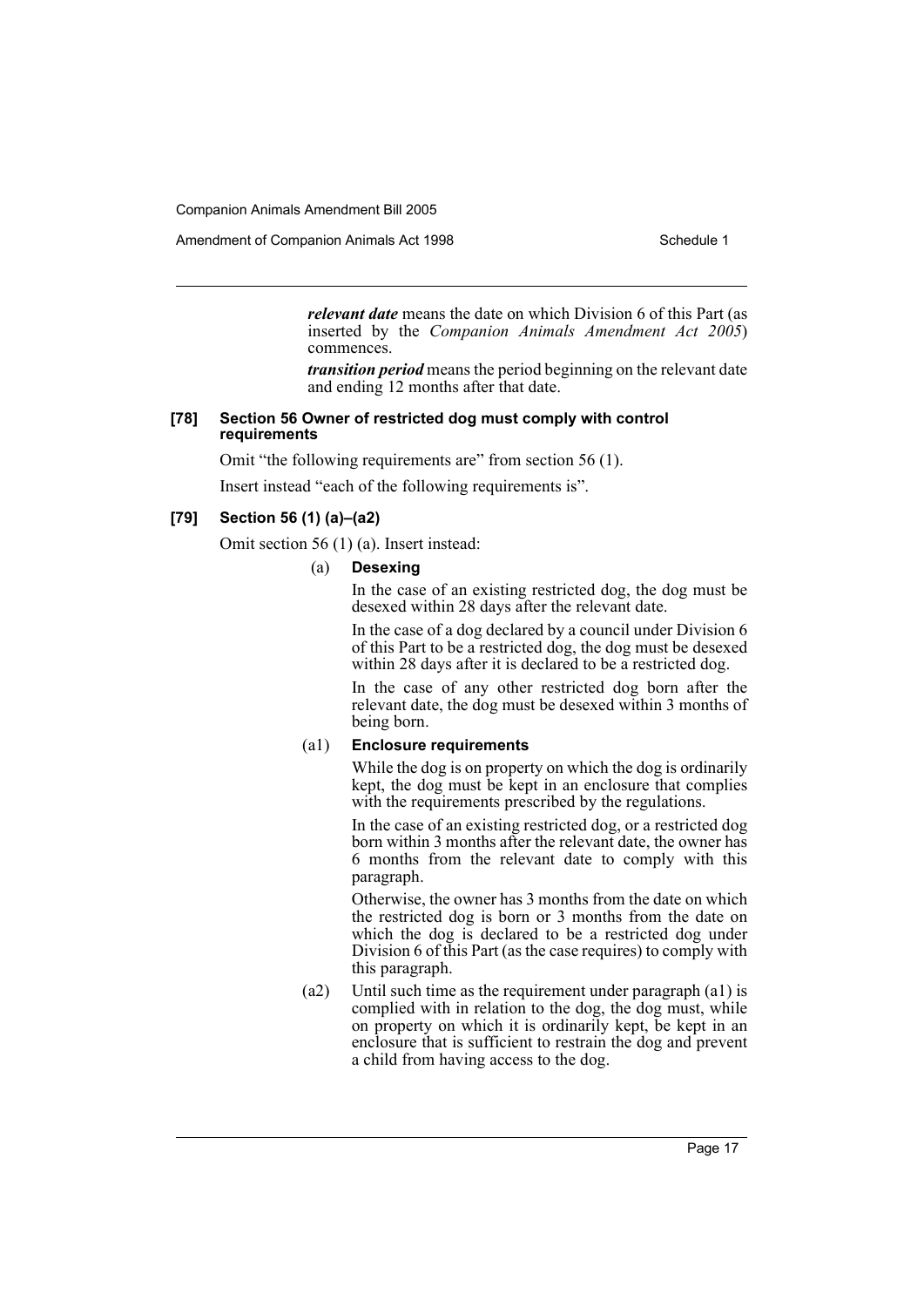***relevant date*** means the date on which Division 6 of this Part (as inserted by the *Companion Animals Amendment Act 2005*) commences.

***transition period*** means the period beginning on the relevant date and ending 12 months after that date.

**[78] Section 56 Owner of restricted dog must comply with control requirements**

Omit "the following requirements are" from section 56 (1).

Insert instead "each of the following requirements is".

**[79] Section 56 (1) (a)–(a2)**

Omit section 56 (1) (a). Insert instead:

(a) **Desexing**

In the case of an existing restricted dog, the dog must be desexed within 28 days after the relevant date.

In the case of a dog declared by a council under Division 6 of this Part to be a restricted dog, the dog must be desexed within 28 days after it is declared to be a restricted dog.

In the case of any other restricted dog born after the relevant date, the dog must be desexed within 3 months of being born.

(a1) **Enclosure requirements**

While the dog is on property on which the dog is ordinarily kept, the dog must be kept in an enclosure that complies with the requirements prescribed by the regulations.

In the case of an existing restricted dog, or a restricted dog born within 3 months after the relevant date, the owner has 6 months from the relevant date to comply with this paragraph.

Otherwise, the owner has 3 months from the date on which the restricted dog is born or 3 months from the date on which the dog is declared to be a restricted dog under Division 6 of this Part (as the case requires) to comply with this paragraph.

(a2) Until such time as the requirement under paragraph (a1) is complied with in relation to the dog, the dog must, while on property on which it is ordinarily kept, be kept in an enclosure that is sufficient to restrain the dog and prevent a child from having access to the dog.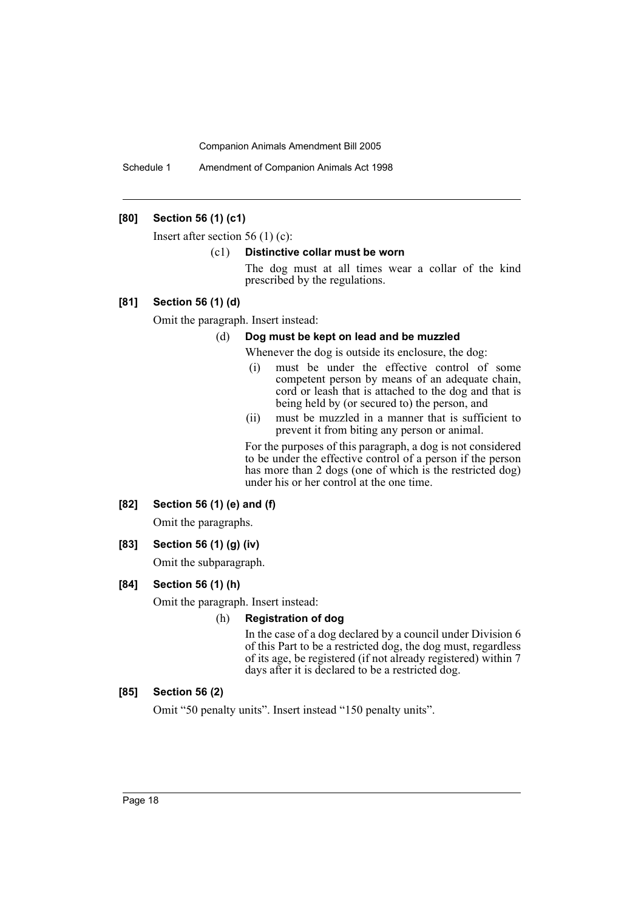**[80] Section 56 (1) (c1)**

Insert after section 56 (1) (c):

(c1) **Distinctive collar must be worn**

The dog must at all times wear a collar of the kind prescribed by the regulations.

**[81] Section 56 (1) (d)**

Omit the paragraph. Insert instead:

(d) **Dog must be kept on lead and be muzzled**

Whenever the dog is outside its enclosure, the dog:

- (i) must be under the effective control of some competent person by means of an adequate chain, cord or leash that is attached to the dog and that is being held by (or secured to) the person, and
- (ii) must be muzzled in a manner that is sufficient to prevent it from biting any person or animal.

For the purposes of this paragraph, a dog is not considered to be under the effective control of a person if the person has more than 2 dogs (one of which is the restricted dog) under his or her control at the one time.

**[82] Section 56 (1) (e) and (f)**

Omit the paragraphs.

**[83] Section 56 (1) (g) (iv)**

Omit the subparagraph.

**[84] Section 56 (1) (h)**

Omit the paragraph. Insert instead:

(h) **Registration of dog**

In the case of a dog declared by a council under Division 6 of this Part to be a restricted dog, the dog must, regardless of its age, be registered (if not already registered) within 7 days after it is declared to be a restricted dog.

**[85] Section 56 (2)**

Omit "50 penalty units". Insert instead "150 penalty units".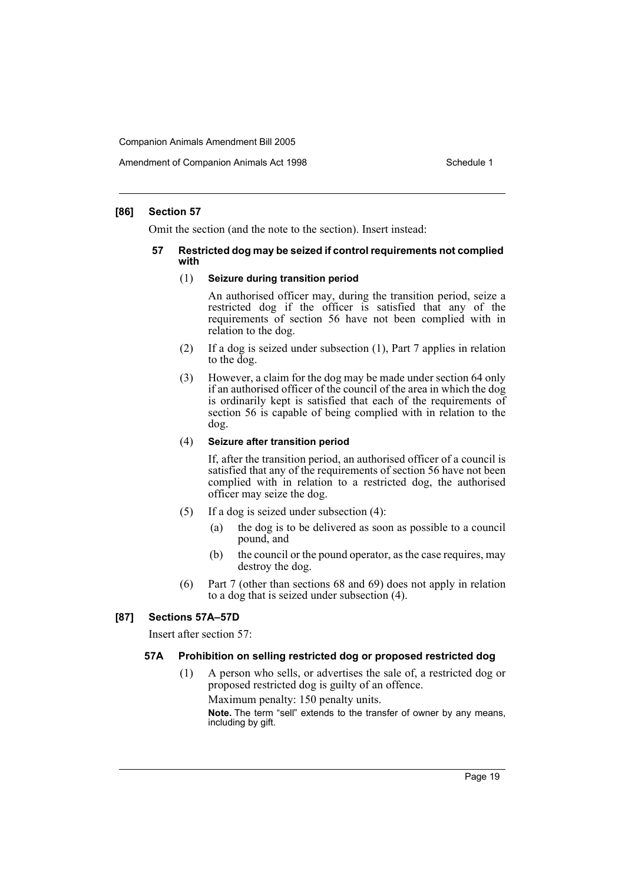### [86] Section 57

Omit the section (and the note to the section). Insert instead:

#### 57 Restricted dog may be seized if control requirements not complied with

(1) **Seizure during transition period**

An authorised officer may, during the transition period, seize a restricted dog if the officer is satisfied that any of the requirements of section 56 have not been complied with in relation to the dog.

(2) If a dog is seized under subsection (1), Part 7 applies in relation to the dog.

(3) However, a claim for the dog may be made under section 64 only if an authorised officer of the council of the area in which the dog is ordinarily kept is satisfied that each of the requirements of section 56 is capable of being complied with in relation to the dog.

(4) **Seizure after transition period**

If, after the transition period, an authorised officer of a council is satisfied that any of the requirements of section 56 have not been complied with in relation to a restricted dog, the authorised officer may seize the dog.

(5) If a dog is seized under subsection (4):

- (a) the dog is to be delivered as soon as possible to a council pound, and
- (b) the council or the pound operator, as the case requires, may destroy the dog.

(6) Part 7 (other than sections 68 and 69) does not apply in relation to a dog that is seized under subsection (4).

### [87] Sections 57A–57D

Insert after section 57:

#### 57A Prohibition on selling restricted dog or proposed restricted dog

(1) A person who sells, or advertises the sale of, a restricted dog or proposed restricted dog is guilty of an offence.

Maximum penalty: 150 penalty units.

**Note.** The term "sell" extends to the transfer of owner by any means, including by gift.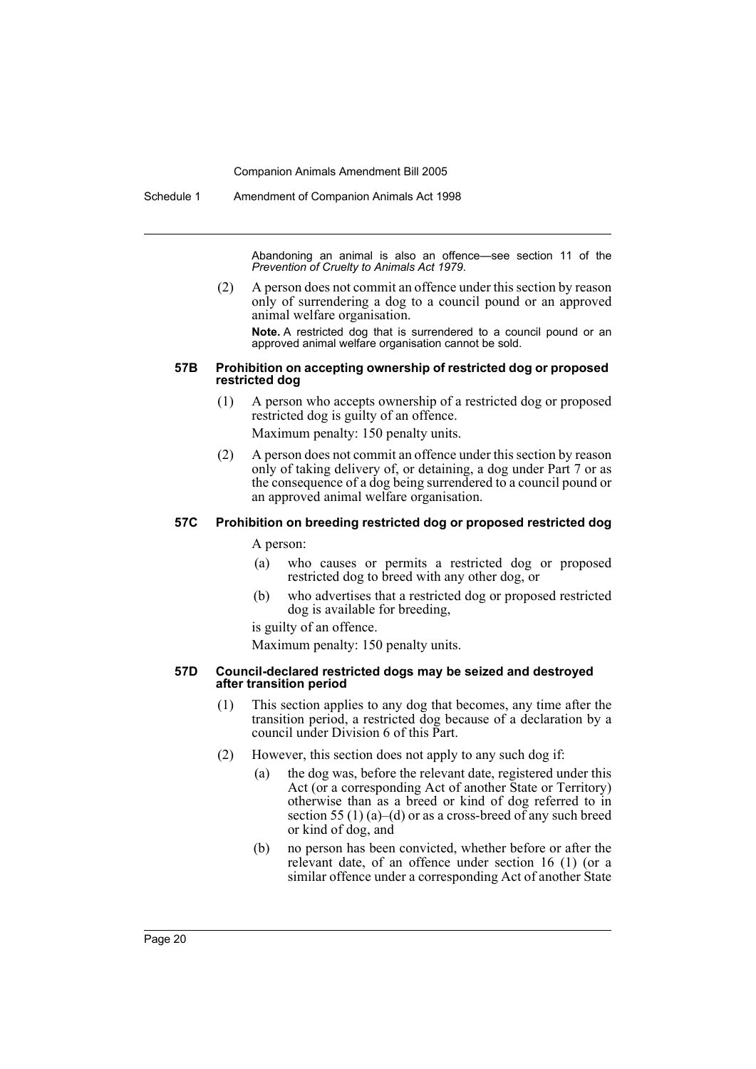Abandoning an animal is also an offence—see section 11 of the *Prevention of Cruelty to Animals Act 1979*.

(2) A person does not commit an offence under this section by reason only of surrendering a dog to a council pound or an approved animal welfare organisation.

**Note.** A restricted dog that is surrendered to a council pound or an approved animal welfare organisation cannot be sold.

#### 57B Prohibition on accepting ownership of restricted dog or proposed restricted dog

(1) A person who accepts ownership of a restricted dog or proposed restricted dog is guilty of an offence.

Maximum penalty: 150 penalty units.

(2) A person does not commit an offence under this section by reason only of taking delivery of, or detaining, a dog under Part 7 or as the consequence of a dog being surrendered to a council pound or an approved animal welfare organisation.

#### 57C Prohibition on breeding restricted dog or proposed restricted dog

A person:

(a) who causes or permits a restricted dog or proposed restricted dog to breed with any other dog, or

(b) who advertises that a restricted dog or proposed restricted dog is available for breeding,

is guilty of an offence.

Maximum penalty: 150 penalty units.

#### 57D Council-declared restricted dogs may be seized and destroyed after transition period

(1) This section applies to any dog that becomes, any time after the transition period, a restricted dog because of a declaration by a council under Division 6 of this Part.

(2) However, this section does not apply to any such dog if:

(a) the dog was, before the relevant date, registered under this Act (or a corresponding Act of another State or Territory) otherwise than as a breed or kind of dog referred to in section 55 (1) (a)–(d) or as a cross-breed of any such breed or kind of dog, and

(b) no person has been convicted, whether before or after the relevant date, of an offence under section 16 (1) (or a similar offence under a corresponding Act of another State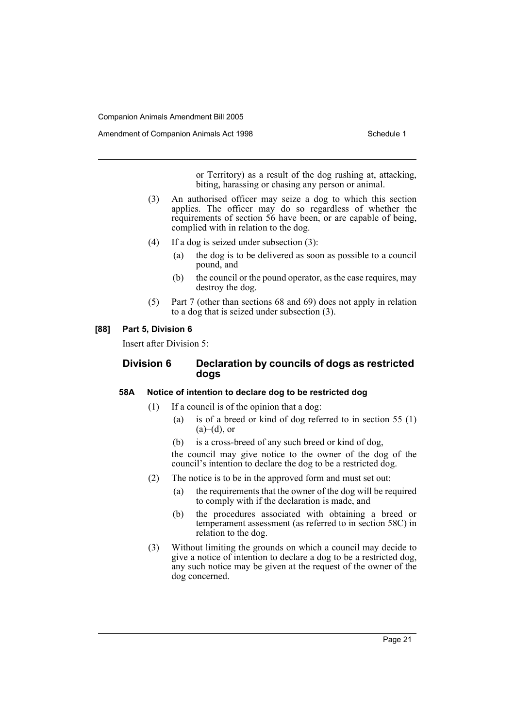or Territory) as a result of the dog rushing at, attacking, biting, harassing or chasing any person or animal.

(3) An authorised officer may seize a dog to which this section applies. The officer may do so regardless of whether the requirements of section 56 have been, or are capable of being, complied with in relation to the dog.

(4) If a dog is seized under subsection (3):

- (a) the dog is to be delivered as soon as possible to a council pound, and
- (b) the council or the pound operator, as the case requires, may destroy the dog.

(5) Part 7 (other than sections 68 and 69) does not apply in relation to a dog that is seized under subsection (3).

**[88] Part 5, Division 6**

Insert after Division 5:

## Division 6 Declaration by councils of dogs as restricted dogs

### 58A Notice of intention to declare dog to be restricted dog

(1) If a council is of the opinion that a dog:

- (a) is of a breed or kind of dog referred to in section 55 (1) (a)–(d), or
- (b) is a cross-breed of any such breed or kind of dog,

the council may give notice to the owner of the dog of the council's intention to declare the dog to be a restricted dog.

(2) The notice is to be in the approved form and must set out:

- (a) the requirements that the owner of the dog will be required to comply with if the declaration is made, and
- (b) the procedures associated with obtaining a breed or temperament assessment (as referred to in section 58C) in relation to the dog.

(3) Without limiting the grounds on which a council may decide to give a notice of intention to declare a dog to be a restricted dog, any such notice may be given at the request of the owner of the dog concerned.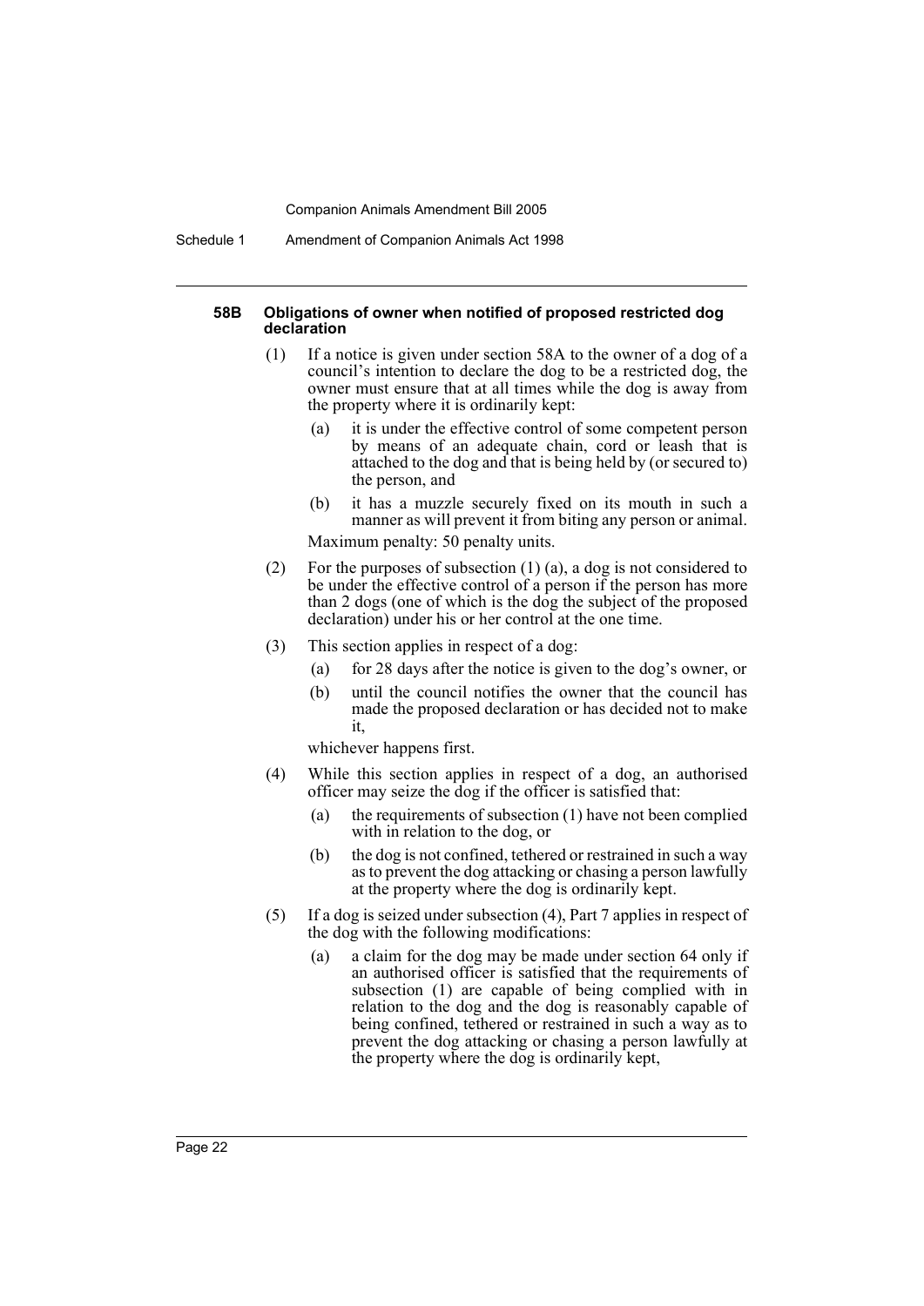#### 58B Obligations of owner when notified of proposed restricted dog declaration

(1) If a notice is given under section 58A to the owner of a dog of a council's intention to declare the dog to be a restricted dog, the owner must ensure that at all times while the dog is away from the property where it is ordinarily kept:

- (a) it is under the effective control of some competent person by means of an adequate chain, cord or leash that is attached to the dog and that is being held by (or secured to) the person, and
- (b) it has a muzzle securely fixed on its mouth in such a manner as will prevent it from biting any person or animal.

Maximum penalty: 50 penalty units.

(2) For the purposes of subsection (1) (a), a dog is not considered to be under the effective control of a person if the person has more than 2 dogs (one of which is the dog the subject of the proposed declaration) under his or her control at the one time.

(3) This section applies in respect of a dog:

- (a) for 28 days after the notice is given to the dog's owner, or
- (b) until the council notifies the owner that the council has made the proposed declaration or has decided not to make it,

whichever happens first.

(4) While this section applies in respect of a dog, an authorised officer may seize the dog if the officer is satisfied that:

- (a) the requirements of subsection (1) have not been complied with in relation to the dog, or
- (b) the dog is not confined, tethered or restrained in such a way as to prevent the dog attacking or chasing a person lawfully at the property where the dog is ordinarily kept.

(5) If a dog is seized under subsection (4), Part 7 applies in respect of the dog with the following modifications:

- (a) a claim for the dog may be made under section 64 only if an authorised officer is satisfied that the requirements of subsection (1) are capable of being complied with in relation to the dog and the dog is reasonably capable of being confined, tethered or restrained in such a way as to prevent the dog attacking or chasing a person lawfully at the property where the dog is ordinarily kept,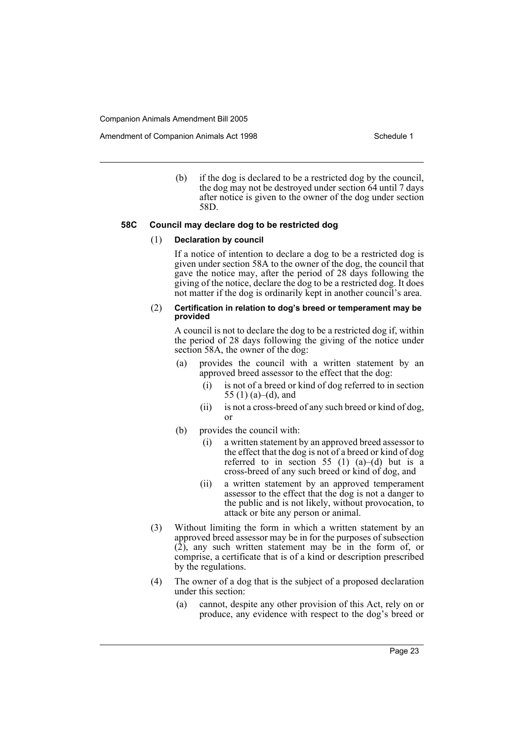(b) if the dog is declared to be a restricted dog by the council, the dog may not be destroyed under section 64 until 7 days after notice is given to the owner of the dog under section 58D.

**58C Council may declare dog to be restricted dog**

(1) **Declaration by council**

If a notice of intention to declare a dog to be a restricted dog is given under section 58A to the owner of the dog, the council that gave the notice may, after the period of 28 days following the giving of the notice, declare the dog to be a restricted dog. It does not matter if the dog is ordinarily kept in another council's area.

(2) **Certification in relation to dog's breed or temperament may be provided**

A council is not to declare the dog to be a restricted dog if, within the period of 28 days following the giving of the notice under section 58A, the owner of the dog:

(a) provides the council with a written statement by an approved breed assessor to the effect that the dog:

(i) is not of a breed or kind of dog referred to in section 55 (1) (a)–(d), and

(ii) is not a cross-breed of any such breed or kind of dog, or

(b) provides the council with:

(i) a written statement by an approved breed assessor to the effect that the dog is not of a breed or kind of dog referred to in section 55 (1) (a)–(d) but is a cross-breed of any such breed or kind of dog, and

(ii) a written statement by an approved temperament assessor to the effect that the dog is not a danger to the public and is not likely, without provocation, to attack or bite any person or animal.

(3) Without limiting the form in which a written statement by an approved breed assessor may be in for the purposes of subsection (2), any such written statement may be in the form of, or comprise, a certificate that is of a kind or description prescribed by the regulations.

(4) The owner of a dog that is the subject of a proposed declaration under this section:

(a) cannot, despite any other provision of this Act, rely on or produce, any evidence with respect to the dog's breed or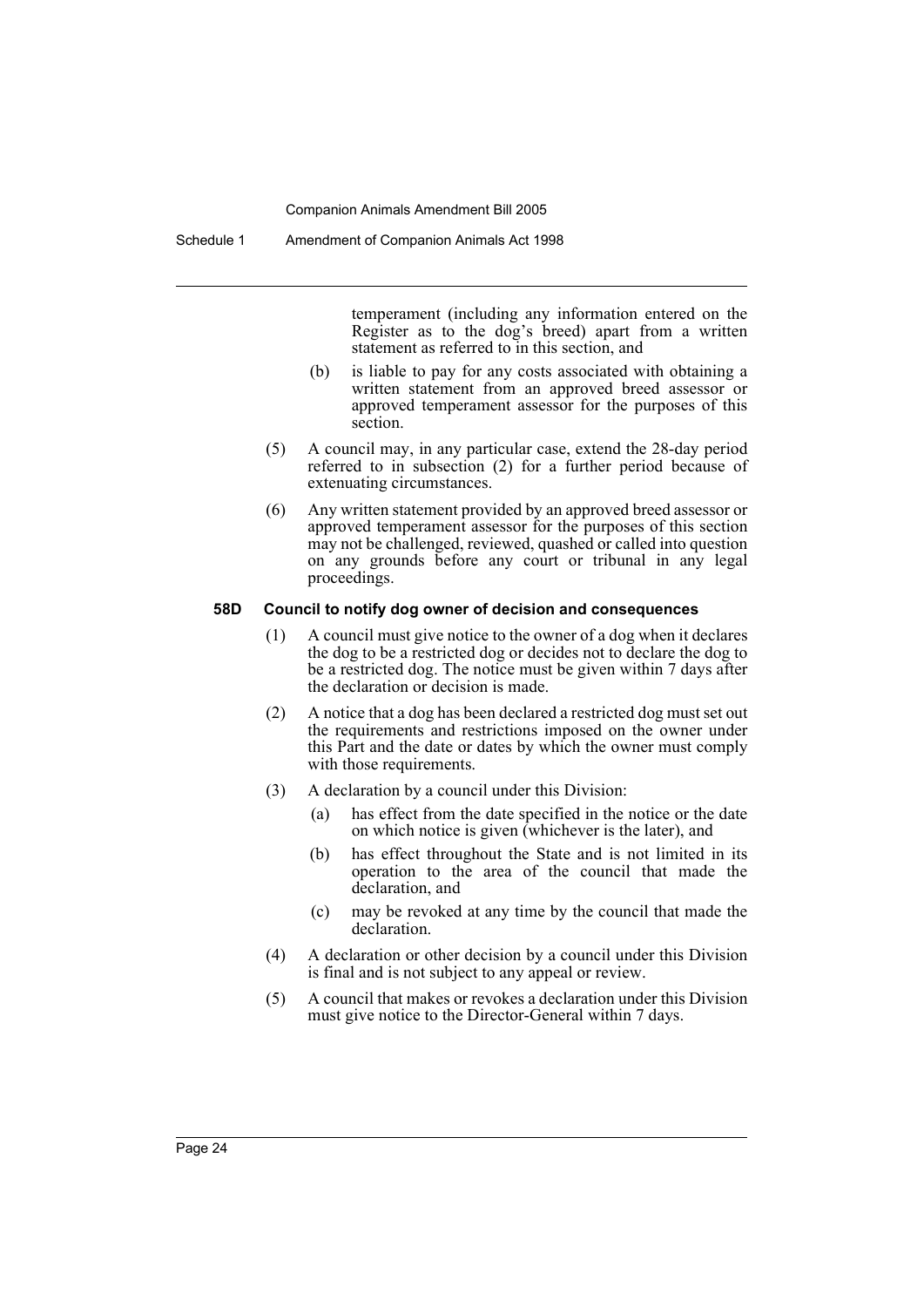temperament (including any information entered on the Register as to the dog's breed) apart from a written statement as referred to in this section, and

(b) is liable to pay for any costs associated with obtaining a written statement from an approved breed assessor or approved temperament assessor for the purposes of this section.

(5) A council may, in any particular case, extend the 28-day period referred to in subsection (2) for a further period because of extenuating circumstances.

(6) Any written statement provided by an approved breed assessor or approved temperament assessor for the purposes of this section may not be challenged, reviewed, quashed or called into question on any grounds before any court or tribunal in any legal proceedings.

**58D Council to notify dog owner of decision and consequences**

(1) A council must give notice to the owner of a dog when it declares the dog to be a restricted dog or decides not to declare the dog to be a restricted dog. The notice must be given within 7 days after the declaration or decision is made.

(2) A notice that a dog has been declared a restricted dog must set out the requirements and restrictions imposed on the owner under this Part and the date or dates by which the owner must comply with those requirements.

(3) A declaration by a council under this Division:

(a) has effect from the date specified in the notice or the date on which notice is given (whichever is the later), and

(b) has effect throughout the State and is not limited in its operation to the area of the council that made the declaration, and

(c) may be revoked at any time by the council that made the declaration.

(4) A declaration or other decision by a council under this Division is final and is not subject to any appeal or review.

(5) A council that makes or revokes a declaration under this Division must give notice to the Director-General within 7 days.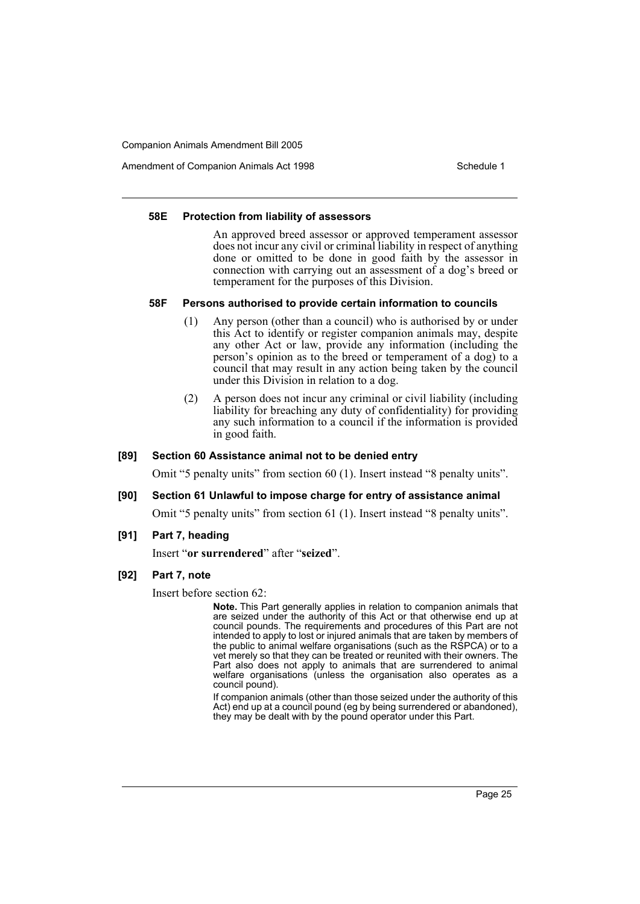#### 58E Protection from liability of assessors

An approved breed assessor or approved temperament assessor does not incur any civil or criminal liability in respect of anything done or omitted to be done in good faith by the assessor in connection with carrying out an assessment of a dog's breed or temperament for the purposes of this Division.

#### 58F Persons authorised to provide certain information to councils

(1) Any person (other than a council) who is authorised by or under this Act to identify or register companion animals may, despite any other Act or law, provide any information (including the person's opinion as to the breed or temperament of a dog) to a council that may result in any action being taken by the council under this Division in relation to a dog.

(2) A person does not incur any criminal or civil liability (including liability for breaching any duty of confidentiality) for providing any such information to a council if the information is provided in good faith.

### [89] Section 60 Assistance animal not to be denied entry

Omit "5 penalty units" from section 60 (1). Insert instead "8 penalty units".

### [90] Section 61 Unlawful to impose charge for entry of assistance animal

Omit "5 penalty units" from section 61 (1). Insert instead "8 penalty units".

### [91] Part 7, heading

Insert "**or surrendered**" after "**seized**".

### [92] Part 7, note

Insert before section 62:

**Note.** This Part generally applies in relation to companion animals that are seized under the authority of this Act or that otherwise end up at council pounds. The requirements and procedures of this Part are not intended to apply to lost or injured animals that are taken by members of the public to animal welfare organisations (such as the RSPCA) or to a vet merely so that they can be treated or reunited with their owners. The Part also does not apply to animals that are surrendered to animal welfare organisations (unless the organisation also operates as a council pound).

If companion animals (other than those seized under the authority of this Act) end up at a council pound (eg by being surrendered or abandoned), they may be dealt with by the pound operator under this Part.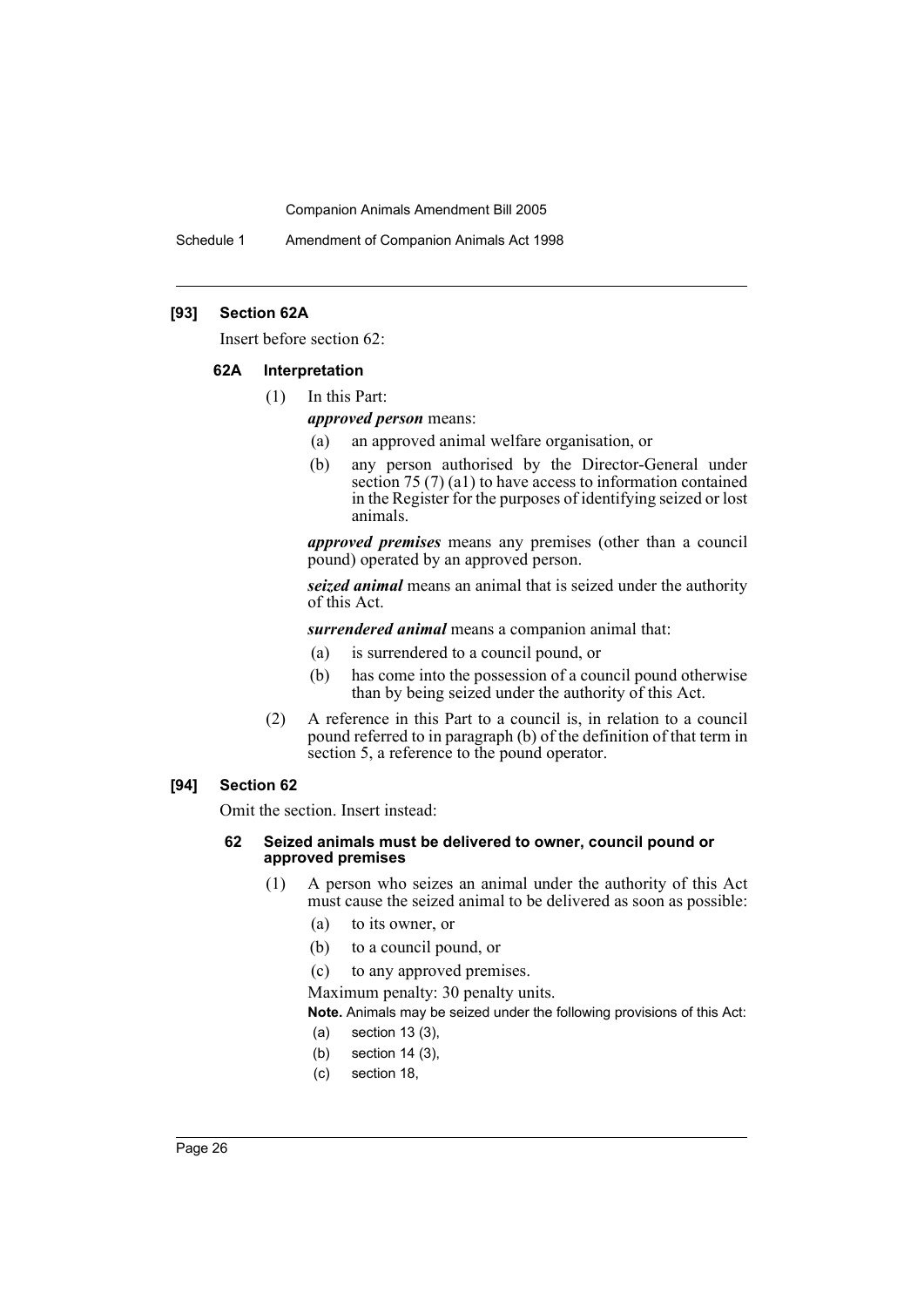### [93] Section 62A

Insert before section 62:

#### 62A Interpretation

(1) In this Part:

***approved person*** means:

(a) an approved animal welfare organisation, or

(b) any person authorised by the Director-General under section 75 (7) (a1) to have access to information contained in the Register for the purposes of identifying seized or lost animals.

***approved premises*** means any premises (other than a council pound) operated by an approved person.

***seized animal*** means an animal that is seized under the authority of this Act.

***surrendered animal*** means a companion animal that:

(a) is surrendered to a council pound, or

(b) has come into the possession of a council pound otherwise than by being seized under the authority of this Act.

(2) A reference in this Part to a council is, in relation to a council pound referred to in paragraph (b) of the definition of that term in section 5, a reference to the pound operator.

### [94] Section 62

Omit the section. Insert instead:

#### 62 Seized animals must be delivered to owner, council pound or approved premises

(1) A person who seizes an animal under the authority of this Act must cause the seized animal to be delivered as soon as possible:

(a) to its owner, or

(b) to a council pound, or

(c) to any approved premises.

Maximum penalty: 30 penalty units.

**Note.** Animals may be seized under the following provisions of this Act:

(a) section 13 (3),

(b) section 14 (3),

(c) section 18,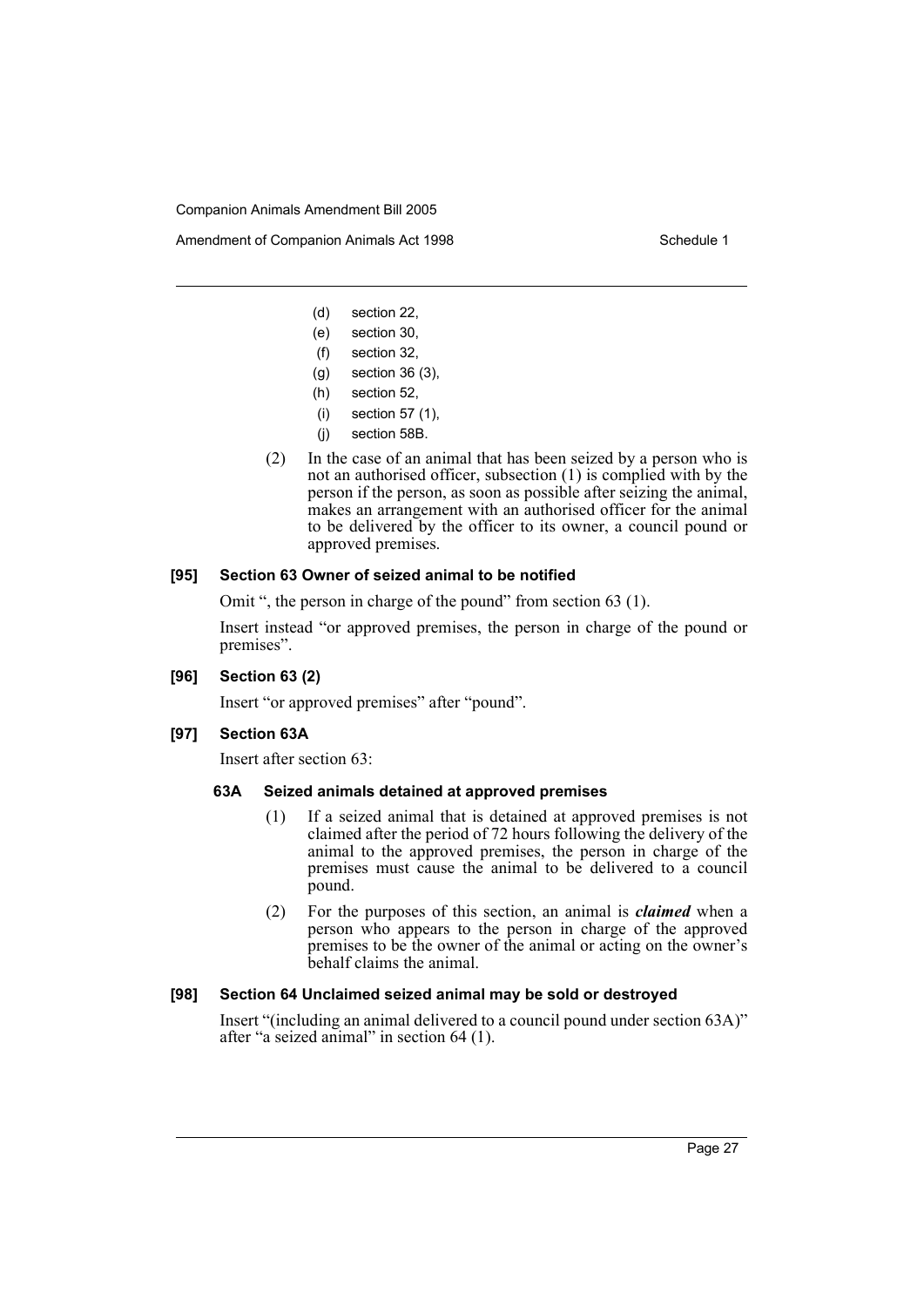(d) section 22,

(e) section 30,

(f) section 32,

(g) section 36 (3),

(h) section 52,

(i) section 57 (1),

(j) section 58B.

(2) In the case of an animal that has been seized by a person who is not an authorised officer, subsection (1) is complied with by the person if the person, as soon as possible after seizing the animal, makes an arrangement with an authorised officer for the animal to be delivered by the officer to its owner, a council pound or approved premises.

### [95] Section 63 Owner of seized animal to be notified

Omit ", the person in charge of the pound" from section 63 (1).

Insert instead "or approved premises, the person in charge of the pound or premises".

### [96] Section 63 (2)

Insert "or approved premises" after "pound".

### [97] Section 63A

Insert after section 63:

#### 63A Seized animals detained at approved premises

(1) If a seized animal that is detained at approved premises is not claimed after the period of 72 hours following the delivery of the animal to the approved premises, the person in charge of the premises must cause the animal to be delivered to a council pound.

(2) For the purposes of this section, an animal is ***claimed*** when a person who appears to the person in charge of the approved premises to be the owner of the animal or acting on the owner's behalf claims the animal.

### [98] Section 64 Unclaimed seized animal may be sold or destroyed

Insert "(including an animal delivered to a council pound under section 63A)" after "a seized animal" in section 64 (1).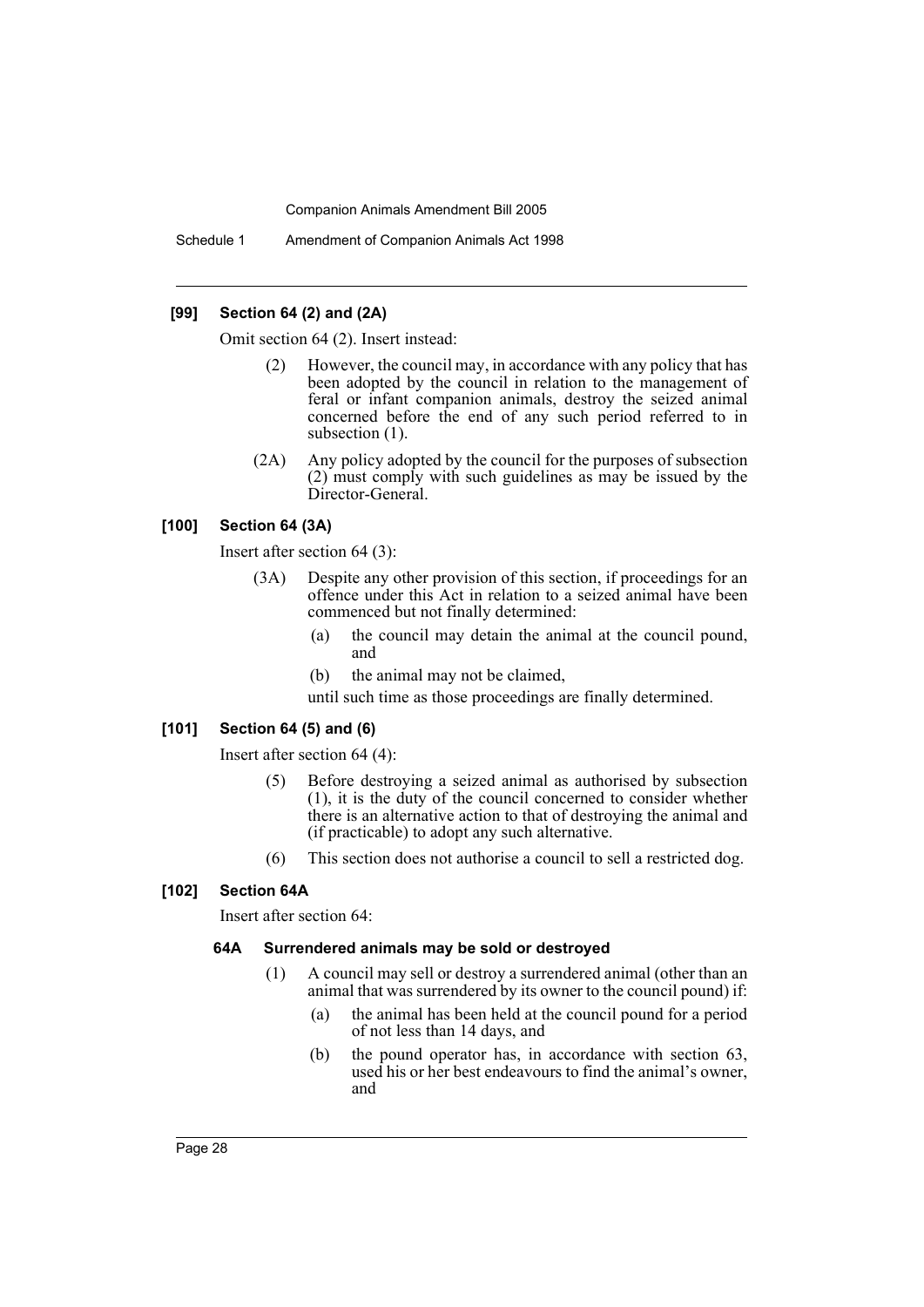### [99] Section 64 (2) and (2A)

Omit section 64 (2). Insert instead:

> (2) However, the council may, in accordance with any policy that has been adopted by the council in relation to the management of feral or infant companion animals, destroy the seized animal concerned before the end of any such period referred to in subsection (1).
>
> (2A) Any policy adopted by the council for the purposes of subsection (2) must comply with such guidelines as may be issued by the Director-General.

### [100] Section 64 (3A)

Insert after section 64 (3):

> (3A) Despite any other provision of this section, if proceedings for an offence under this Act in relation to a seized animal have been commenced but not finally determined:
>
> (a) the council may detain the animal at the council pound, and
>
> (b) the animal may not be claimed,
>
> until such time as those proceedings are finally determined.

### [101] Section 64 (5) and (6)

Insert after section 64 (4):

> (5) Before destroying a seized animal as authorised by subsection (1), it is the duty of the council concerned to consider whether there is an alternative action to that of destroying the animal and (if practicable) to adopt any such alternative.
>
> (6) This section does not authorise a council to sell a restricted dog.

### [102] Section 64A

Insert after section 64:

> **64A Surrendered animals may be sold or destroyed**
>
> (1) A council may sell or destroy a surrendered animal (other than an animal that was surrendered by its owner to the council pound) if:
>
> (a) the animal has been held at the council pound for a period of not less than 14 days, and
>
> (b) the pound operator has, in accordance with section 63, used his or her best endeavours to find the animal's owner, and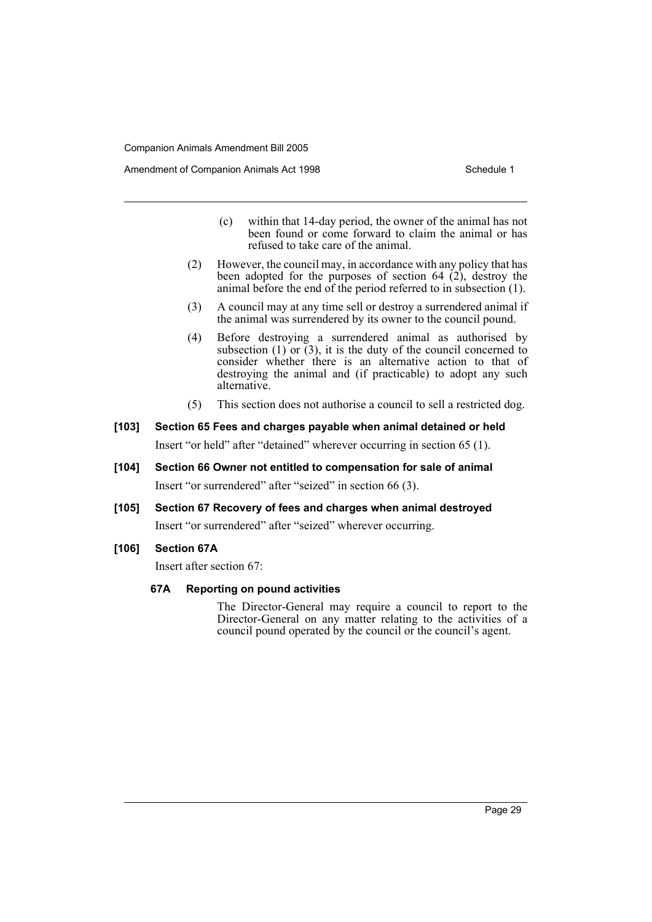(c) within that 14-day period, the owner of the animal has not been found or come forward to claim the animal or has refused to take care of the animal.

(2) However, the council may, in accordance with any policy that has been adopted for the purposes of section 64 (2), destroy the animal before the end of the period referred to in subsection (1).

(3) A council may at any time sell or destroy a surrendered animal if the animal was surrendered by its owner to the council pound.

(4) Before destroying a surrendered animal as authorised by subsection (1) or (3), it is the duty of the council concerned to consider whether there is an alternative action to that of destroying the animal and (if practicable) to adopt any such alternative.

(5) This section does not authorise a council to sell a restricted dog.

**[103] Section 65 Fees and charges payable when animal detained or held**

Insert "or held" after "detained" wherever occurring in section 65 (1).

**[104] Section 66 Owner not entitled to compensation for sale of animal**

Insert "or surrendered" after "seized" in section 66 (3).

**[105] Section 67 Recovery of fees and charges when animal destroyed**

Insert "or surrendered" after "seized" wherever occurring.

**[106] Section 67A**

Insert after section 67:

**67A Reporting on pound activities**

The Director-General may require a council to report to the Director-General on any matter relating to the activities of a council pound operated by the council or the council's agent.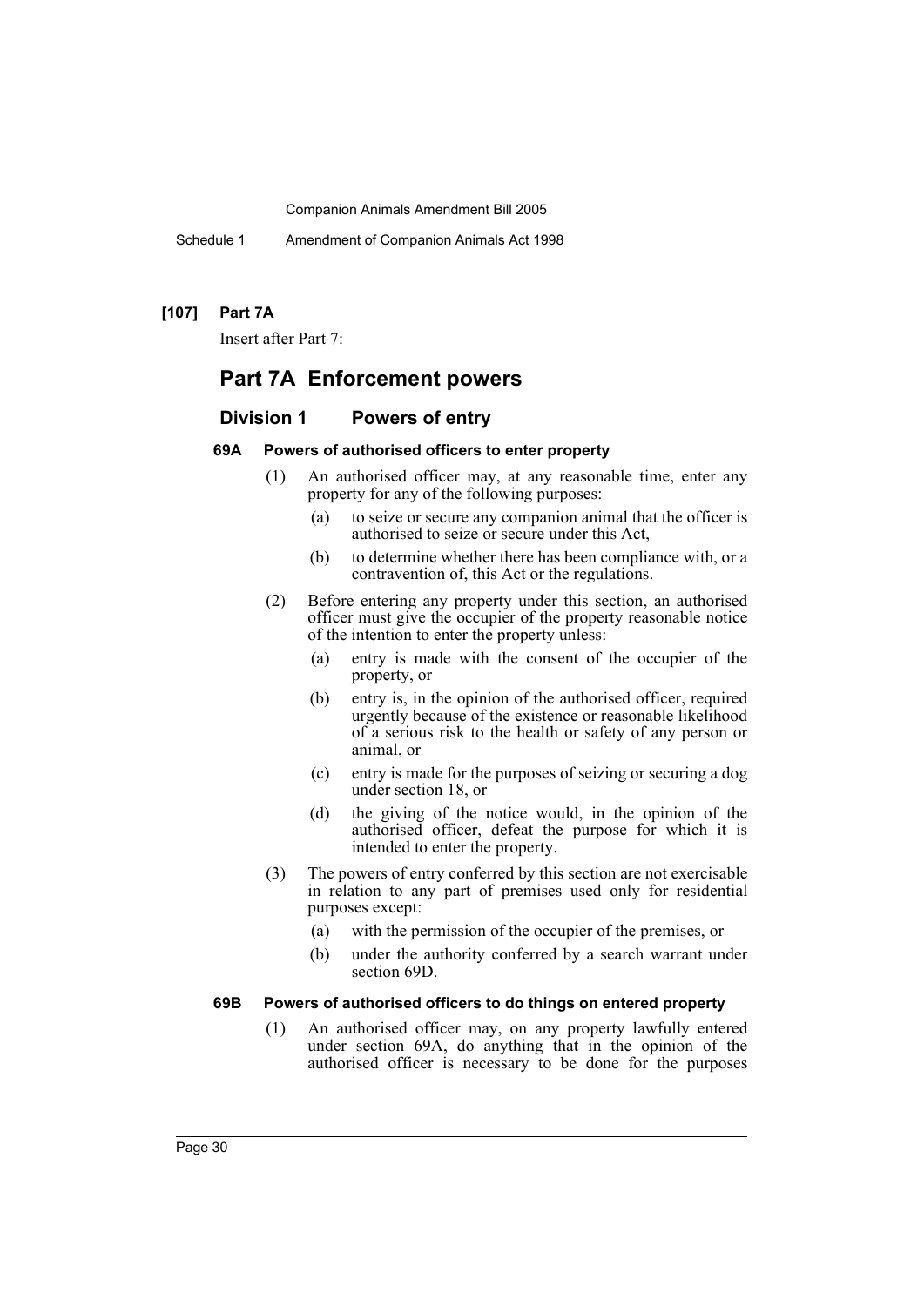**[107] Part 7A**

Insert after Part 7:

# Part 7A Enforcement powers

## Division 1 Powers of entry

### 69A Powers of authorised officers to enter property

(1) An authorised officer may, at any reasonable time, enter any property for any of the following purposes:

- (a) to seize or secure any companion animal that the officer is authorised to seize or secure under this Act,
- (b) to determine whether there has been compliance with, or a contravention of, this Act or the regulations.

(2) Before entering any property under this section, an authorised officer must give the occupier of the property reasonable notice of the intention to enter the property unless:

- (a) entry is made with the consent of the occupier of the property, or
- (b) entry is, in the opinion of the authorised officer, required urgently because of the existence or reasonable likelihood of a serious risk to the health or safety of any person or animal, or
- (c) entry is made for the purposes of seizing or securing a dog under section 18, or
- (d) the giving of the notice would, in the opinion of the authorised officer, defeat the purpose for which it is intended to enter the property.

(3) The powers of entry conferred by this section are not exercisable in relation to any part of premises used only for residential purposes except:

- (a) with the permission of the occupier of the premises, or
- (b) under the authority conferred by a search warrant under section 69D.

### 69B Powers of authorised officers to do things on entered property

(1) An authorised officer may, on any property lawfully entered under section 69A, do anything that in the opinion of the authorised officer is necessary to be done for the purposes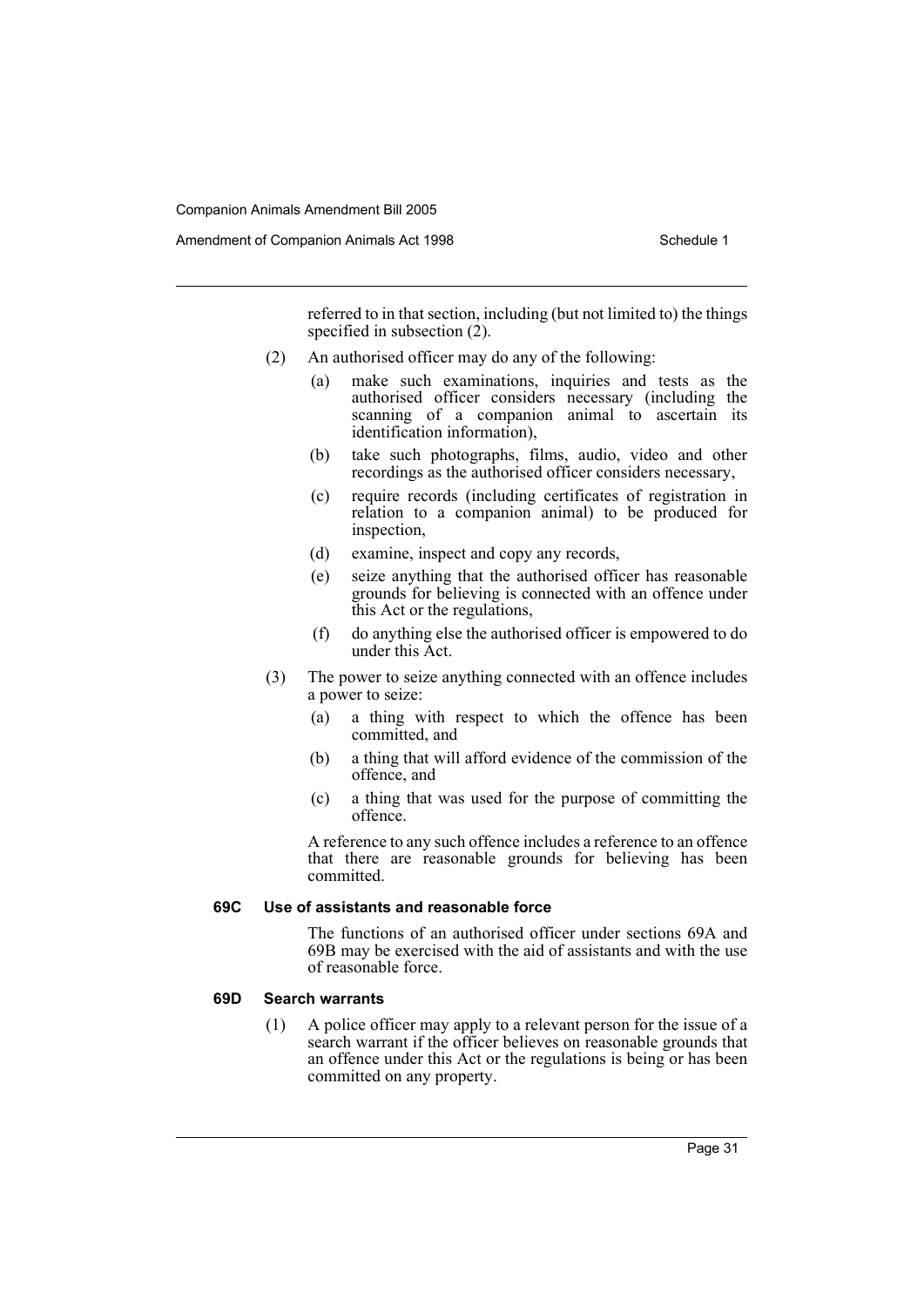referred to in that section, including (but not limited to) the things specified in subsection (2).

(2) An authorised officer may do any of the following:

(a) make such examinations, inquiries and tests as the authorised officer considers necessary (including the scanning of a companion animal to ascertain its identification information),

(b) take such photographs, films, audio, video and other recordings as the authorised officer considers necessary,

(c) require records (including certificates of registration in relation to a companion animal) to be produced for inspection,

(d) examine, inspect and copy any records,

(e) seize anything that the authorised officer has reasonable grounds for believing is connected with an offence under this Act or the regulations,

(f) do anything else the authorised officer is empowered to do under this Act.

(3) The power to seize anything connected with an offence includes a power to seize:

(a) a thing with respect to which the offence has been committed, and

(b) a thing that will afford evidence of the commission of the offence, and

(c) a thing that was used for the purpose of committing the offence.

A reference to any such offence includes a reference to an offence that there are reasonable grounds for believing has been committed.

**69C Use of assistants and reasonable force**

The functions of an authorised officer under sections 69A and 69B may be exercised with the aid of assistants and with the use of reasonable force.

**69D Search warrants**

(1) A police officer may apply to a relevant person for the issue of a search warrant if the officer believes on reasonable grounds that an offence under this Act or the regulations is being or has been committed on any property.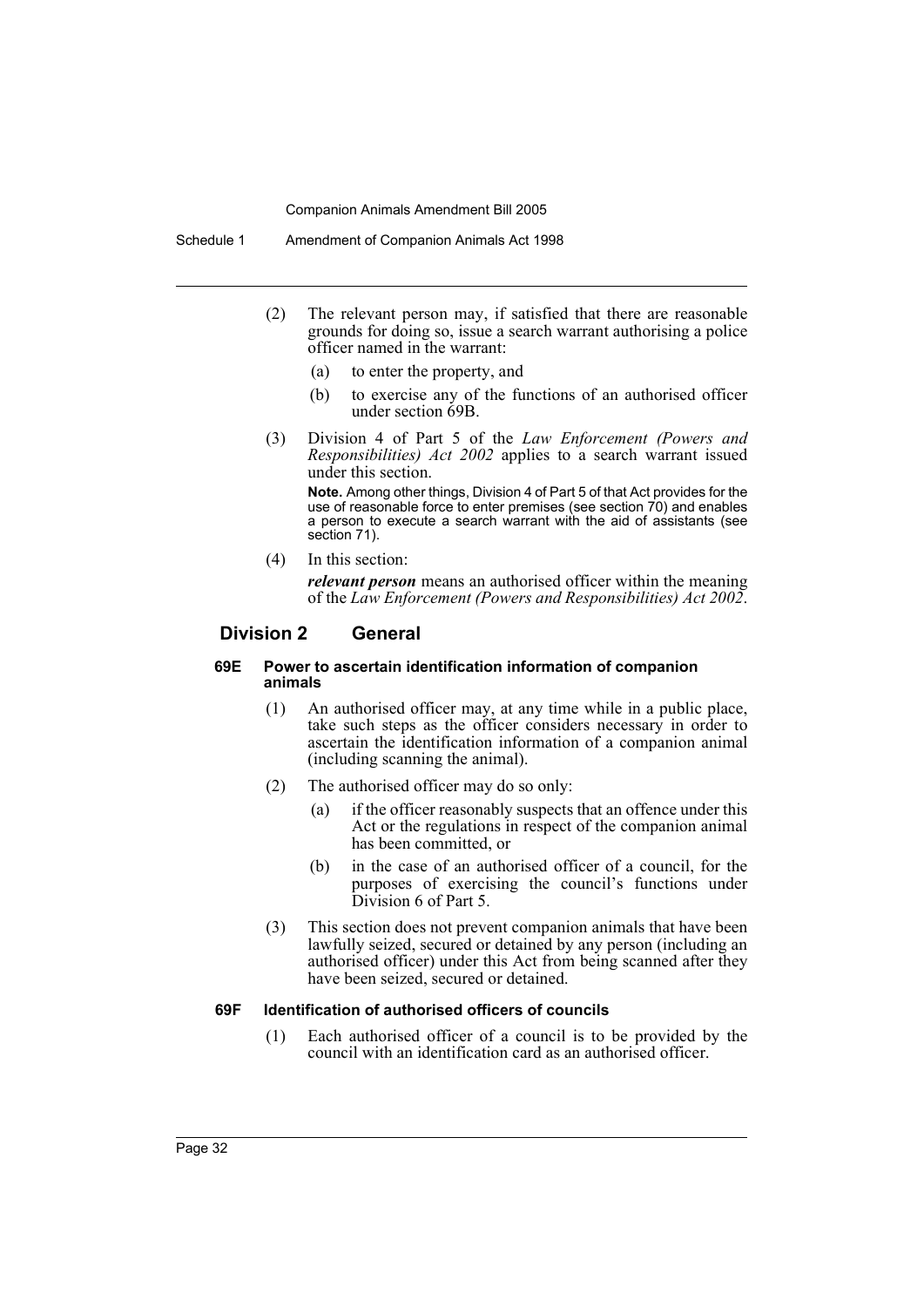(2) The relevant person may, if satisfied that there are reasonable grounds for doing so, issue a search warrant authorising a police officer named in the warrant:

(a) to enter the property, and

(b) to exercise any of the functions of an authorised officer under section 69B.

(3) Division 4 of Part 5 of the *Law Enforcement (Powers and Responsibilities) Act 2002* applies to a search warrant issued under this section.

**Note.** Among other things, Division 4 of Part 5 of that Act provides for the use of reasonable force to enter premises (see section 70) and enables a person to execute a search warrant with the aid of assistants (see section 71).

(4) In this section:

***relevant person*** means an authorised officer within the meaning of the *Law Enforcement (Powers and Responsibilities) Act 2002*.

## Division 2 General

#### 69E Power to ascertain identification information of companion animals

(1) An authorised officer may, at any time while in a public place, take such steps as the officer considers necessary in order to ascertain the identification information of a companion animal (including scanning the animal).

(2) The authorised officer may do so only:

(a) if the officer reasonably suspects that an offence under this Act or the regulations in respect of the companion animal has been committed, or

(b) in the case of an authorised officer of a council, for the purposes of exercising the council's functions under Division 6 of Part 5.

(3) This section does not prevent companion animals that have been lawfully seized, secured or detained by any person (including an authorised officer) under this Act from being scanned after they have been seized, secured or detained.

#### 69F Identification of authorised officers of councils

(1) Each authorised officer of a council is to be provided by the council with an identification card as an authorised officer.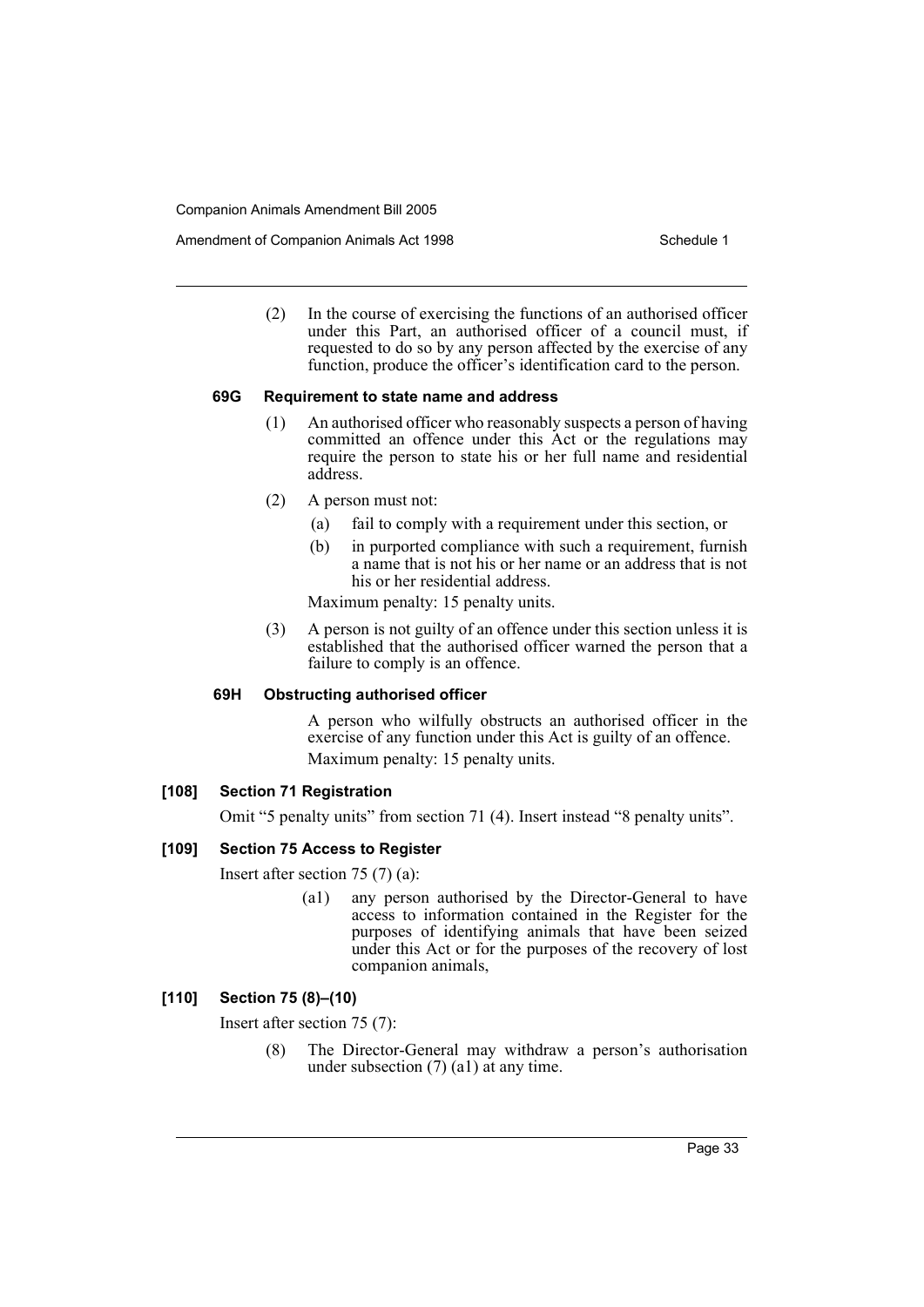(2) In the course of exercising the functions of an authorised officer under this Part, an authorised officer of a council must, if requested to do so by any person affected by the exercise of any function, produce the officer's identification card to the person.

#### 69G Requirement to state name and address

(1) An authorised officer who reasonably suspects a person of having committed an offence under this Act or the regulations may require the person to state his or her full name and residential address.

(2) A person must not:

(a) fail to comply with a requirement under this section, or

(b) in purported compliance with such a requirement, furnish a name that is not his or her name or an address that is not his or her residential address.

Maximum penalty: 15 penalty units.

(3) A person is not guilty of an offence under this section unless it is established that the authorised officer warned the person that a failure to comply is an offence.

#### 69H Obstructing authorised officer

A person who wilfully obstructs an authorised officer in the exercise of any function under this Act is guilty of an offence.

Maximum penalty: 15 penalty units.

### [108] Section 71 Registration

Omit "5 penalty units" from section 71 (4). Insert instead "8 penalty units".

### [109] Section 75 Access to Register

Insert after section 75 (7) (a):

(a1) any person authorised by the Director-General to have access to information contained in the Register for the purposes of identifying animals that have been seized under this Act or for the purposes of the recovery of lost companion animals,

### [110] Section 75 (8)–(10)

Insert after section 75 (7):

(8) The Director-General may withdraw a person's authorisation under subsection (7) (a1) at any time.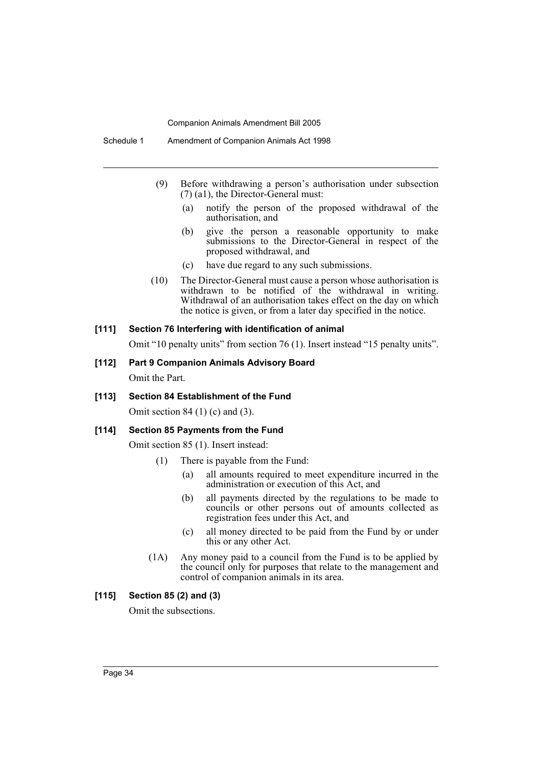(9) Before withdrawing a person's authorisation under subsection (7) (a1), the Director-General must:

- (a) notify the person of the proposed withdrawal of the authorisation, and
- (b) give the person a reasonable opportunity to make submissions to the Director-General in respect of the proposed withdrawal, and
- (c) have due regard to any such submissions.

(10) The Director-General must cause a person whose authorisation is withdrawn to be notified of the withdrawal in writing. Withdrawal of an authorisation takes effect on the day on which the notice is given, or from a later day specified in the notice.

**[111] Section 76 Interfering with identification of animal**

Omit "10 penalty units" from section 76 (1). Insert instead "15 penalty units".

**[112] Part 9 Companion Animals Advisory Board**

Omit the Part.

**[113] Section 84 Establishment of the Fund**

Omit section 84 (1) (c) and (3).

**[114] Section 85 Payments from the Fund**

Omit section 85 (1). Insert instead:

(1) There is payable from the Fund:

- (a) all amounts required to meet expenditure incurred in the administration or execution of this Act, and
- (b) all payments directed by the regulations to be made to councils or other persons out of amounts collected as registration fees under this Act, and
- (c) all money directed to be paid from the Fund by or under this or any other Act.

(1A) Any money paid to a council from the Fund is to be applied by the council only for purposes that relate to the management and control of companion animals in its area.

**[115] Section 85 (2) and (3)**

Omit the subsections.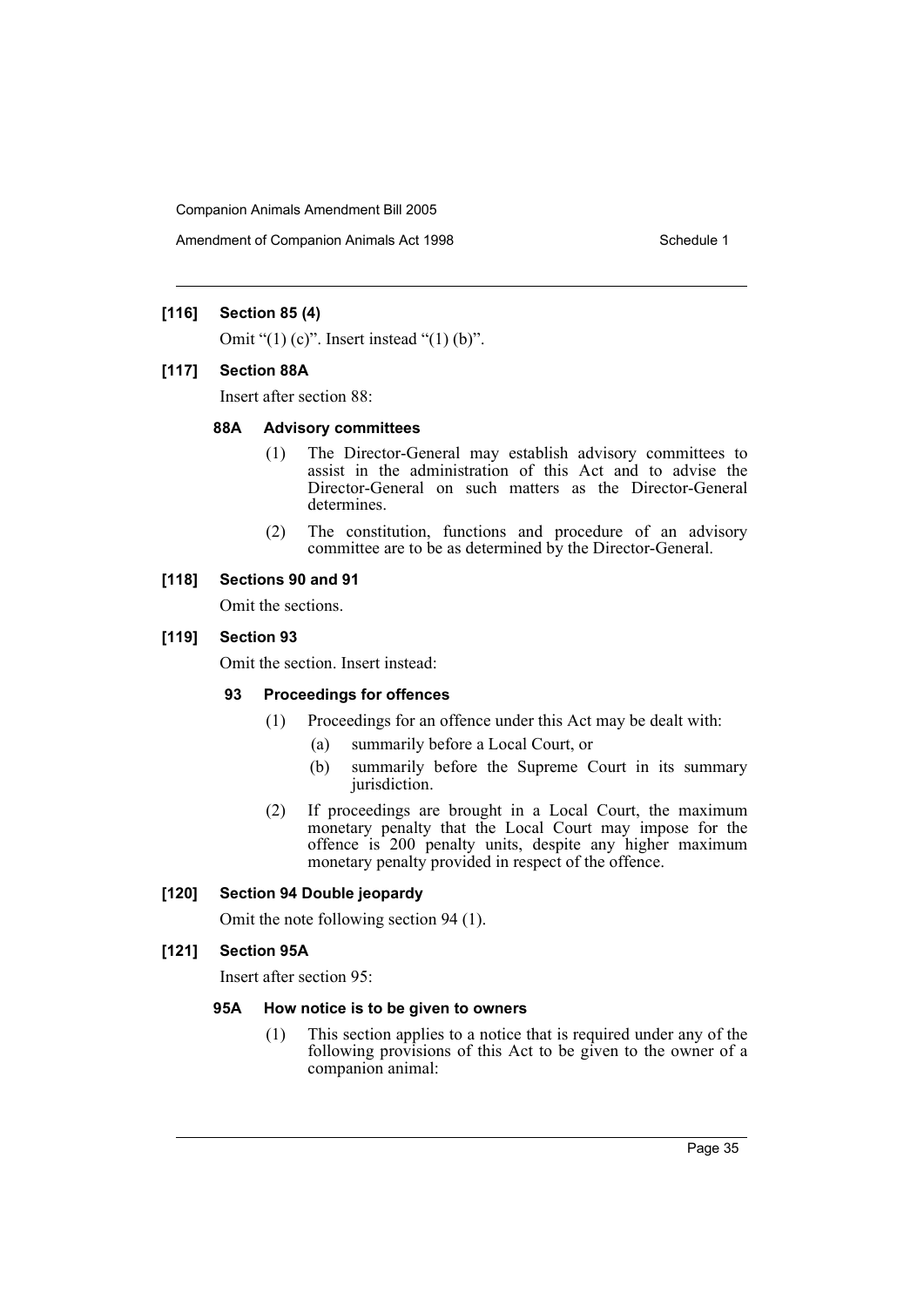**[116] Section 85 (4)**

Omit "(1) (c)". Insert instead "(1) (b)".

**[117] Section 88A**

Insert after section 88:

#### 88A Advisory committees

(1) The Director-General may establish advisory committees to assist in the administration of this Act and to advise the Director-General on such matters as the Director-General determines.

(2) The constitution, functions and procedure of an advisory committee are to be as determined by the Director-General.

**[118] Sections 90 and 91**

Omit the sections.

**[119] Section 93**

Omit the section. Insert instead:

#### 93 Proceedings for offences

(1) Proceedings for an offence under this Act may be dealt with:

- (a) summarily before a Local Court, or
- (b) summarily before the Supreme Court in its summary jurisdiction.

(2) If proceedings are brought in a Local Court, the maximum monetary penalty that the Local Court may impose for the offence is 200 penalty units, despite any higher maximum monetary penalty provided in respect of the offence.

**[120] Section 94 Double jeopardy**

Omit the note following section 94 (1).

**[121] Section 95A**

Insert after section 95:

#### 95A How notice is to be given to owners

(1) This section applies to a notice that is required under any of the following provisions of this Act to be given to the owner of a companion animal: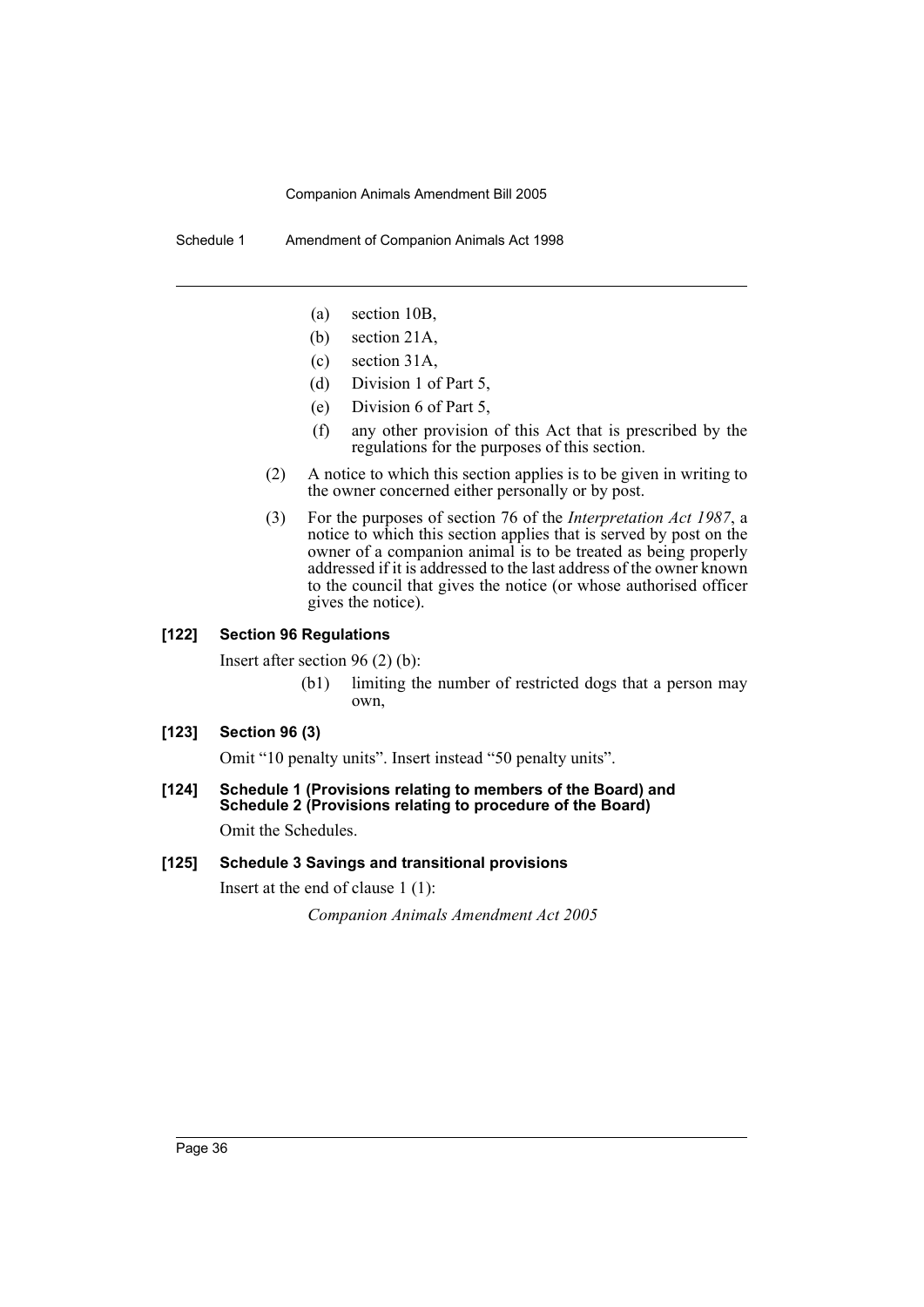(a) section 10B,

(b) section 21A,

(c) section 31A,

(d) Division 1 of Part 5,

(e) Division 6 of Part 5,

(f) any other provision of this Act that is prescribed by the regulations for the purposes of this section.

(2) A notice to which this section applies is to be given in writing to the owner concerned either personally or by post.

(3) For the purposes of section 76 of the *Interpretation Act 1987*, a notice to which this section applies that is served by post on the owner of a companion animal is to be treated as being properly addressed if it is addressed to the last address of the owner known to the council that gives the notice (or whose authorised officer gives the notice).

**[122] Section 96 Regulations**

Insert after section 96 (2) (b):

(b1) limiting the number of restricted dogs that a person may own,

**[123] Section 96 (3)**

Omit "10 penalty units". Insert instead "50 penalty units".

**[124] Schedule 1 (Provisions relating to members of the Board) and Schedule 2 (Provisions relating to procedure of the Board)**

Omit the Schedules.

**[125] Schedule 3 Savings and transitional provisions**

Insert at the end of clause 1 (1):

*Companion Animals Amendment Act 2005*